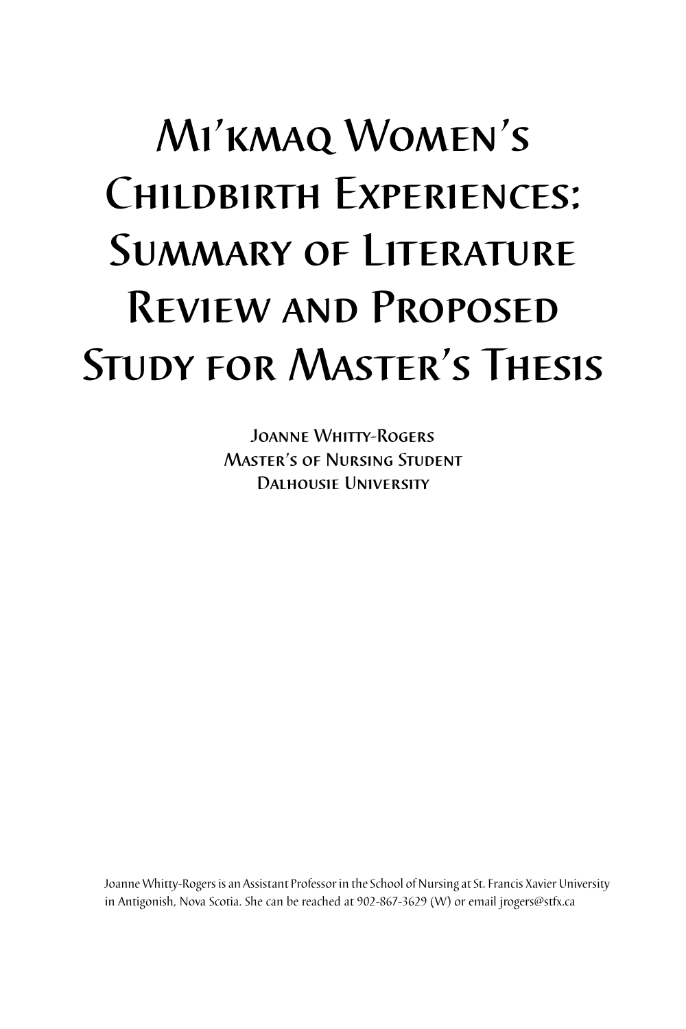# Mi'kmaq Women's Childbirth Experiences: Summary of Literature Review and Proposed Study for Master's Thesis

Joanne Whitty-Rogers
Master's of Nursing Student
Dalhousie University

Joanne Whitty-Rogers is an Assistant Professor in the School of Nursing at St. Francis Xavier University in Antigonish, Nova Scotia. She can be reached at 902-867-3629 (W) or email jrogers@stfx.ca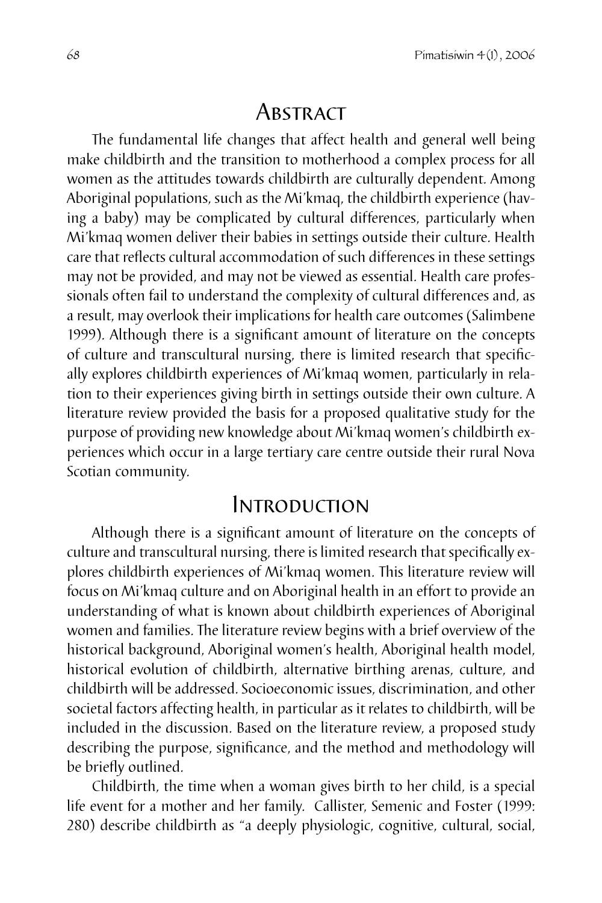## Abstract

The fundamental life changes that affect health and general well being make childbirth and the transition to motherhood a complex process for all women as the attitudes towards childbirth are culturally dependent. Among Aboriginal populations, such as the Mi'kmaq, the childbirth experience (having a baby) may be complicated by cultural differences, particularly when Mi'kmaq women deliver their babies in settings outside their culture. Health care that reflects cultural accommodation of such differences in these settings may not be provided, and may not be viewed as essential. Health care professionals often fail to understand the complexity of cultural differences and, as a result, may overlook their implications for health care outcomes (Salimbene 1999). Although there is a significant amount of literature on the concepts of culture and transcultural nursing, there is limited research that specifically explores childbirth experiences of Mi'kmaq women, particularly in relation to their experiences giving birth in settings outside their own culture. A literature review provided the basis for a proposed qualitative study for the purpose of providing new knowledge about Mi'kmaq women's childbirth experiences which occur in a large tertiary care centre outside their rural Nova Scotian community.

## Introduction

Although there is a significant amount of literature on the concepts of culture and transcultural nursing, there is limited research that specifically explores childbirth experiences of Mi'kmaq women. This literature review will focus on Mi'kmaq culture and on Aboriginal health in an effort to provide an understanding of what is known about childbirth experiences of Aboriginal women and families. The literature review begins with a brief overview of the historical background, Aboriginal women's health, Aboriginal health model, historical evolution of childbirth, alternative birthing arenas, culture, and childbirth will be addressed. Socioeconomic issues, discrimination, and other societal factors affecting health, in particular as it relates to childbirth, will be included in the discussion. Based on the literature review, a proposed study describing the purpose, significance, and the method and methodology will be briefly outlined.

Childbirth, the time when a woman gives birth to her child, is a special life event for a mother and her family. Callister, Semenic and Foster (1999: 280) describe childbirth as "a deeply physiologic, cognitive, cultural, social,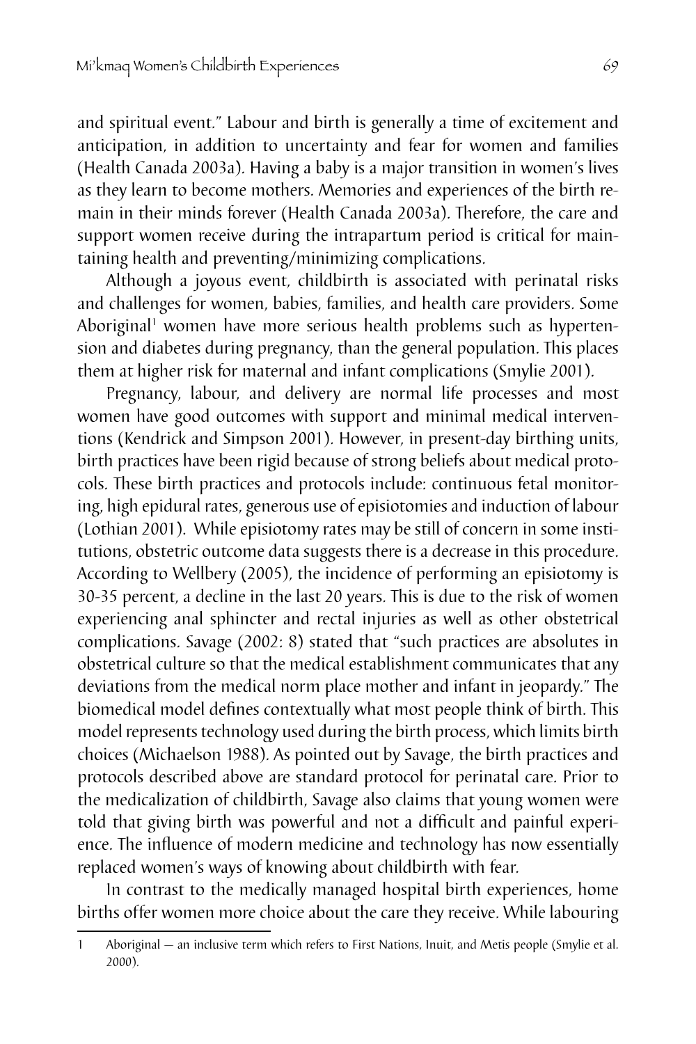and spiritual event." Labour and birth is generally a time of excitement and anticipation, in addition to uncertainty and fear for women and families (Health Canada 2003a). Having a baby is a major transition in women's lives as they learn to become mothers. Memories and experiences of the birth remain in their minds forever (Health Canada 2003a). Therefore, the care and support women receive during the intrapartum period is critical for maintaining health and preventing/minimizing complications.

Although a joyous event, childbirth is associated with perinatal risks and challenges for women, babies, families, and health care providers. Some Aboriginal[1] women have more serious health problems such as hypertension and diabetes during pregnancy, than the general population. This places them at higher risk for maternal and infant complications (Smylie 2001).

Pregnancy, labour, and delivery are normal life processes and most women have good outcomes with support and minimal medical interventions (Kendrick and Simpson 2001). However, in present-day birthing units, birth practices have been rigid because of strong beliefs about medical protocols. These birth practices and protocols include: continuous fetal monitoring, high epidural rates, generous use of episiotomies and induction of labour (Lothian 2001). While episiotomy rates may be still of concern in some institutions, obstetric outcome data suggests there is a decrease in this procedure. According to Wellbery (2005), the incidence of performing an episiotomy is 30-35 percent, a decline in the last 20 years. This is due to the risk of women experiencing anal sphincter and rectal injuries as well as other obstetrical complications. Savage (2002: 8) stated that "such practices are absolutes in obstetrical culture so that the medical establishment communicates that any deviations from the medical norm place mother and infant in jeopardy." The biomedical model defines contextually what most people think of birth. This model represents technology used during the birth process, which limits birth choices (Michaelson 1988). As pointed out by Savage, the birth practices and protocols described above are standard protocol for perinatal care. Prior to the medicalization of childbirth, Savage also claims that young women were told that giving birth was powerful and not a difficult and painful experience. The influence of modern medicine and technology has now essentially replaced women's ways of knowing about childbirth with fear.

In contrast to the medically managed hospital birth experiences, home births offer women more choice about the care they receive. While labouring

---

1 Aboriginal — an inclusive term which refers to First Nations, Inuit, and Metis people (Smylie et al. 2000).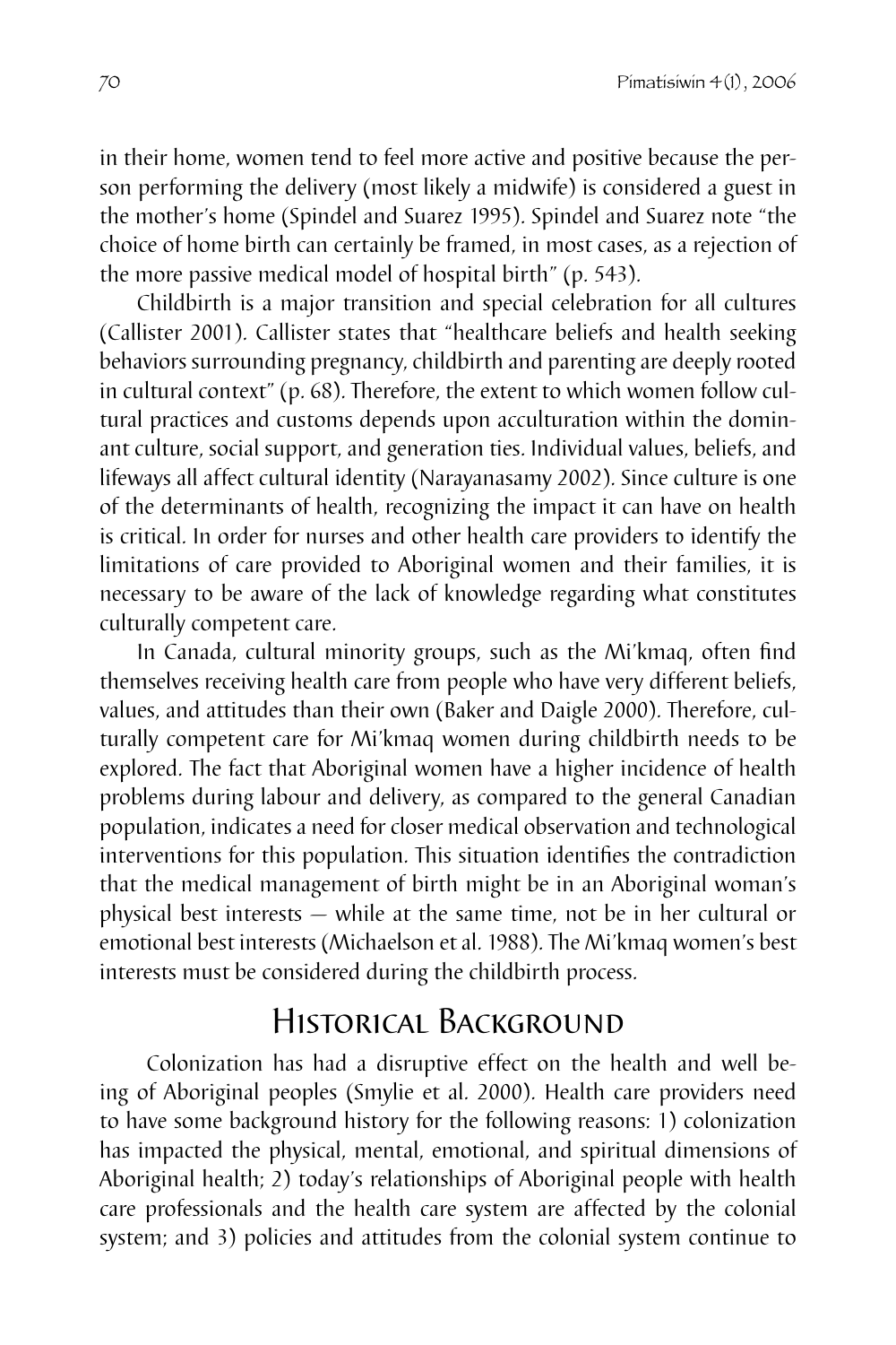in their home, women tend to feel more active and positive because the person performing the delivery (most likely a midwife) is considered a guest in the mother's home (Spindel and Suarez 1995). Spindel and Suarez note "the choice of home birth can certainly be framed, in most cases, as a rejection of the more passive medical model of hospital birth" (p. 543).

Childbirth is a major transition and special celebration for all cultures (Callister 2001). Callister states that "healthcare beliefs and health seeking behaviors surrounding pregnancy, childbirth and parenting are deeply rooted in cultural context" (p. 68). Therefore, the extent to which women follow cultural practices and customs depends upon acculturation within the dominant culture, social support, and generation ties. Individual values, beliefs, and lifeways all affect cultural identity (Narayanasamy 2002). Since culture is one of the determinants of health, recognizing the impact it can have on health is critical. In order for nurses and other health care providers to identify the limitations of care provided to Aboriginal women and their families, it is necessary to be aware of the lack of knowledge regarding what constitutes culturally competent care.

In Canada, cultural minority groups, such as the Mi'kmaq, often find themselves receiving health care from people who have very different beliefs, values, and attitudes than their own (Baker and Daigle 2000). Therefore, culturally competent care for Mi'kmaq women during childbirth needs to be explored. The fact that Aboriginal women have a higher incidence of health problems during labour and delivery, as compared to the general Canadian population, indicates a need for closer medical observation and technological interventions for this population. This situation identifies the contradiction that the medical management of birth might be in an Aboriginal woman's physical best interests — while at the same time, not be in her cultural or emotional best interests (Michaelson et al. 1988). The Mi'kmaq women's best interests must be considered during the childbirth process.

## Historical Background

Colonization has had a disruptive effect on the health and well being of Aboriginal peoples (Smylie et al. 2000). Health care providers need to have some background history for the following reasons: 1) colonization has impacted the physical, mental, emotional, and spiritual dimensions of Aboriginal health; 2) today's relationships of Aboriginal people with health care professionals and the health care system are affected by the colonial system; and 3) policies and attitudes from the colonial system continue to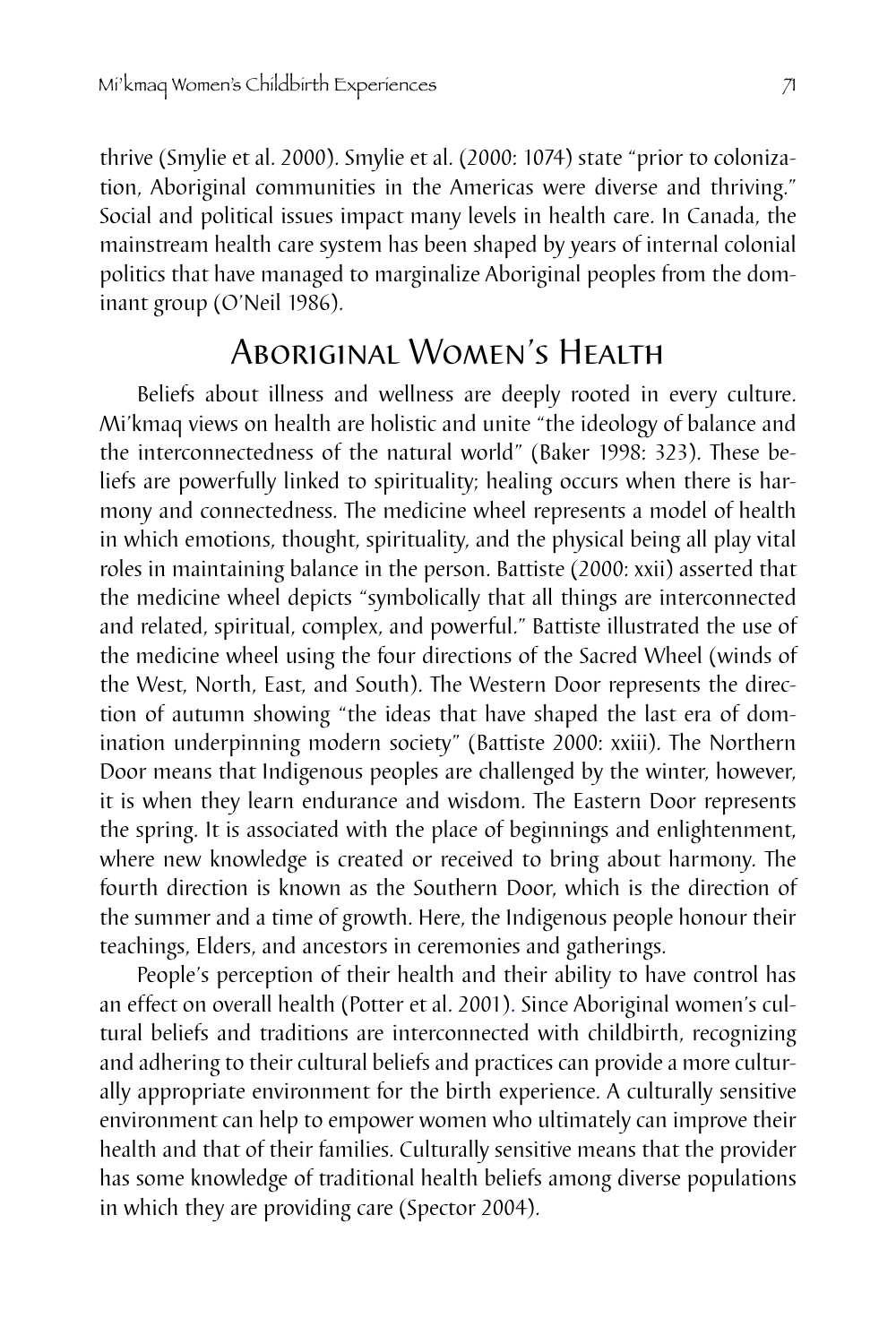thrive (Smylie et al. 2000). Smylie et al. (2000: 1074) state "prior to colonization, Aboriginal communities in the Americas were diverse and thriving." Social and political issues impact many levels in health care. In Canada, the mainstream health care system has been shaped by years of internal colonial politics that have managed to marginalize Aboriginal peoples from the dominant group (O'Neil 1986).

## Aboriginal Women's Health

Beliefs about illness and wellness are deeply rooted in every culture. Mi'kmaq views on health are holistic and unite "the ideology of balance and the interconnectedness of the natural world" (Baker 1998: 323). These beliefs are powerfully linked to spirituality; healing occurs when there is harmony and connectedness. The medicine wheel represents a model of health in which emotions, thought, spirituality, and the physical being all play vital roles in maintaining balance in the person. Battiste (2000: xxii) asserted that the medicine wheel depicts "symbolically that all things are interconnected and related, spiritual, complex, and powerful." Battiste illustrated the use of the medicine wheel using the four directions of the Sacred Wheel (winds of the West, North, East, and South). The Western Door represents the direction of autumn showing "the ideas that have shaped the last era of domination underpinning modern society" (Battiste 2000: xxiii). The Northern Door means that Indigenous peoples are challenged by the winter, however, it is when they learn endurance and wisdom. The Eastern Door represents the spring. It is associated with the place of beginnings and enlightenment, where new knowledge is created or received to bring about harmony. The fourth direction is known as the Southern Door, which is the direction of the summer and a time of growth. Here, the Indigenous people honour their teachings, Elders, and ancestors in ceremonies and gatherings.

People's perception of their health and their ability to have control has an effect on overall health (Potter et al. 2001). Since Aboriginal women's cultural beliefs and traditions are interconnected with childbirth, recognizing and adhering to their cultural beliefs and practices can provide a more culturally appropriate environment for the birth experience. A culturally sensitive environment can help to empower women who ultimately can improve their health and that of their families. Culturally sensitive means that the provider has some knowledge of traditional health beliefs among diverse populations in which they are providing care (Spector 2004).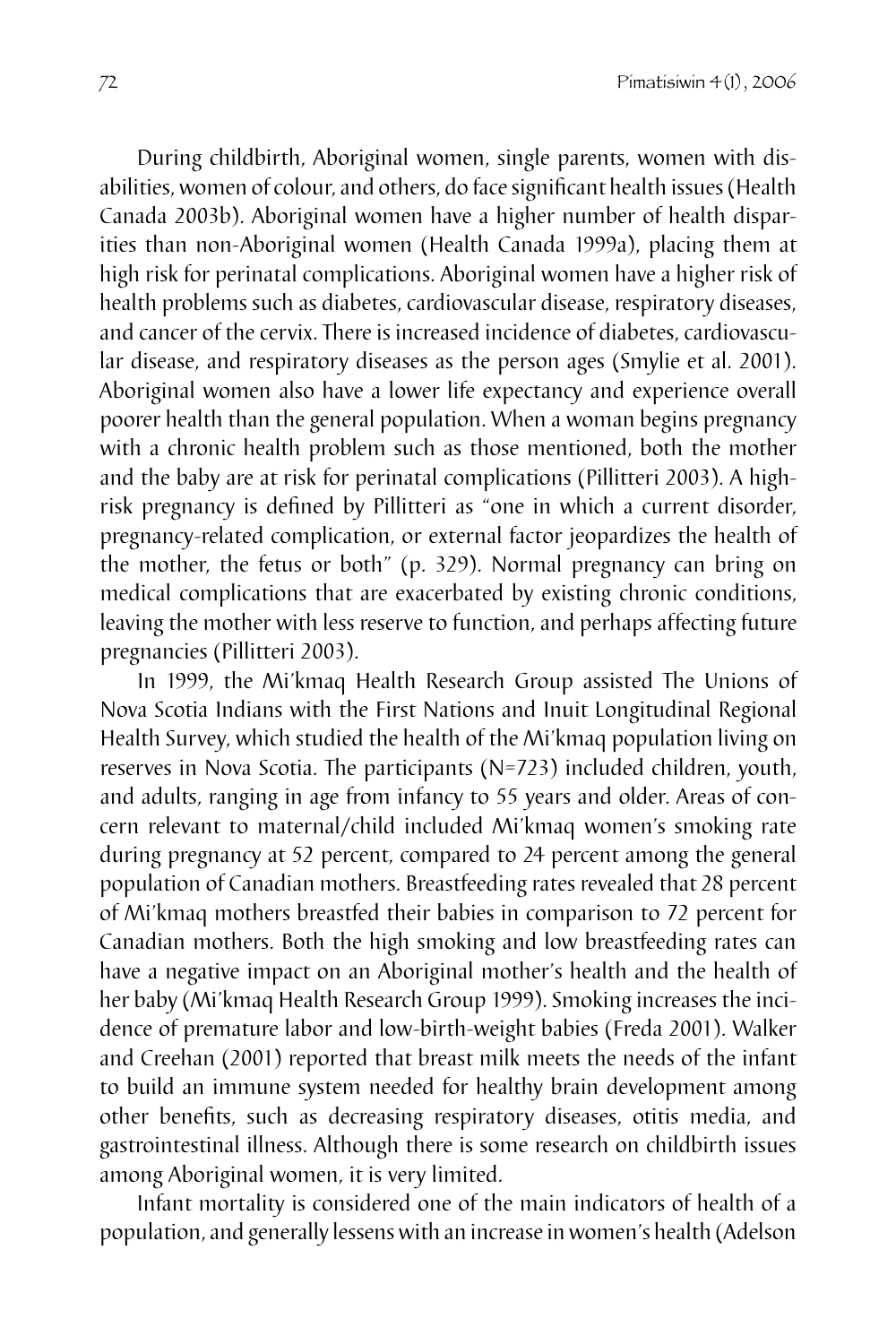During childbirth, Aboriginal women, single parents, women with disabilities, women of colour, and others, do face significant health issues (Health Canada 2003b). Aboriginal women have a higher number of health disparities than non-Aboriginal women (Health Canada 1999a), placing them at high risk for perinatal complications. Aboriginal women have a higher risk of health problems such as diabetes, cardiovascular disease, respiratory diseases, and cancer of the cervix. There is increased incidence of diabetes, cardiovascular disease, and respiratory diseases as the person ages (Smylie et al. 2001). Aboriginal women also have a lower life expectancy and experience overall poorer health than the general population. When a woman begins pregnancy with a chronic health problem such as those mentioned, both the mother and the baby are at risk for perinatal complications (Pillitteri 2003). A high-risk pregnancy is defined by Pillitteri as "one in which a current disorder, pregnancy-related complication, or external factor jeopardizes the health of the mother, the fetus or both" (p. 329). Normal pregnancy can bring on medical complications that are exacerbated by existing chronic conditions, leaving the mother with less reserve to function, and perhaps affecting future pregnancies (Pillitteri 2003).

In 1999, the Mi'kmaq Health Research Group assisted The Unions of Nova Scotia Indians with the First Nations and Inuit Longitudinal Regional Health Survey, which studied the health of the Mi'kmaq population living on reserves in Nova Scotia. The participants (N=723) included children, youth, and adults, ranging in age from infancy to 55 years and older. Areas of concern relevant to maternal/child included Mi'kmaq women's smoking rate during pregnancy at 52 percent, compared to 24 percent among the general population of Canadian mothers. Breastfeeding rates revealed that 28 percent of Mi'kmaq mothers breastfed their babies in comparison to 72 percent for Canadian mothers. Both the high smoking and low breastfeeding rates can have a negative impact on an Aboriginal mother's health and the health of her baby (Mi'kmaq Health Research Group 1999). Smoking increases the incidence of premature labor and low-birth-weight babies (Freda 2001). Walker and Creehan (2001) reported that breast milk meets the needs of the infant to build an immune system needed for healthy brain development among other benefits, such as decreasing respiratory diseases, otitis media, and gastrointestinal illness. Although there is some research on childbirth issues among Aboriginal women, it is very limited.

Infant mortality is considered one of the main indicators of health of a population, and generally lessens with an increase in women's health (Adelson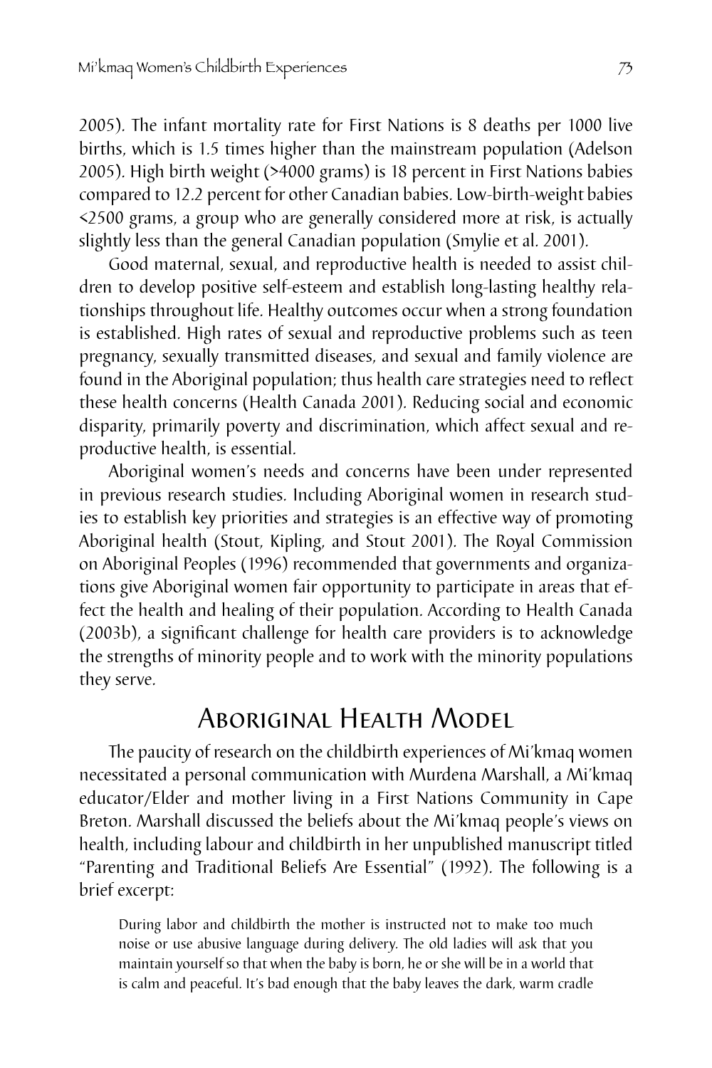2005). The infant mortality rate for First Nations is 8 deaths per 1000 live births, which is 1.5 times higher than the mainstream population (Adelson 2005). High birth weight (>4000 grams) is 18 percent in First Nations babies compared to 12.2 percent for other Canadian babies. Low-birth-weight babies <2500 grams, a group who are generally considered more at risk, is actually slightly less than the general Canadian population (Smylie et al. 2001).

Good maternal, sexual, and reproductive health is needed to assist children to develop positive self-esteem and establish long-lasting healthy relationships throughout life. Healthy outcomes occur when a strong foundation is established. High rates of sexual and reproductive problems such as teen pregnancy, sexually transmitted diseases, and sexual and family violence are found in the Aboriginal population; thus health care strategies need to reflect these health concerns (Health Canada 2001). Reducing social and economic disparity, primarily poverty and discrimination, which affect sexual and reproductive health, is essential.

Aboriginal women's needs and concerns have been under represented in previous research studies. Including Aboriginal women in research studies to establish key priorities and strategies is an effective way of promoting Aboriginal health (Stout, Kipling, and Stout 2001). The Royal Commission on Aboriginal Peoples (1996) recommended that governments and organizations give Aboriginal women fair opportunity to participate in areas that effect the health and healing of their population. According to Health Canada (2003b), a significant challenge for health care providers is to acknowledge the strengths of minority people and to work with the minority populations they serve.

## Aboriginal Health Model

The paucity of research on the childbirth experiences of Mi'kmaq women necessitated a personal communication with Murdena Marshall, a Mi'kmaq educator/Elder and mother living in a First Nations Community in Cape Breton. Marshall discussed the beliefs about the Mi'kmaq people's views on health, including labour and childbirth in her unpublished manuscript titled "Parenting and Traditional Beliefs Are Essential" (1992). The following is a brief excerpt:

> During labor and childbirth the mother is instructed not to make too much noise or use abusive language during delivery. The old ladies will ask that you maintain yourself so that when the baby is born, he or she will be in a world that is calm and peaceful. It's bad enough that the baby leaves the dark, warm cradle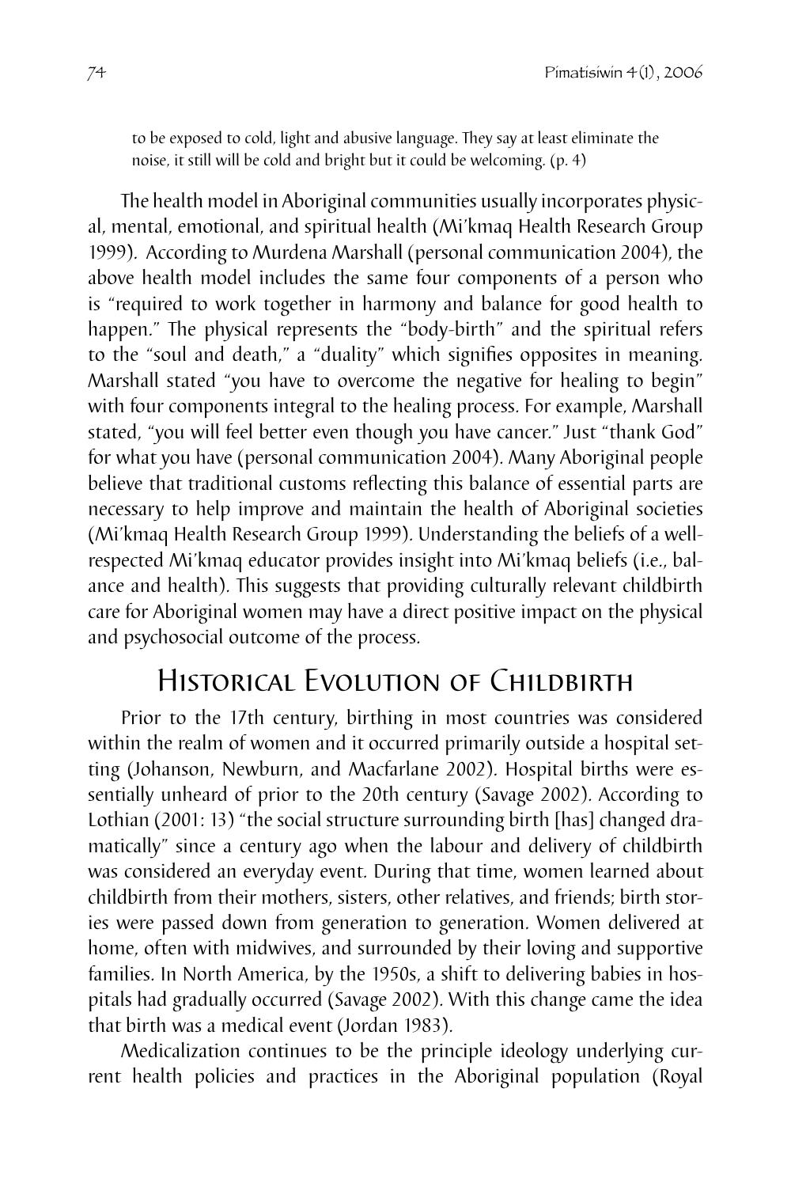> to be exposed to cold, light and abusive language. They say at least eliminate the noise, it still will be cold and bright but it could be welcoming. (p. 4)

The health model in Aboriginal communities usually incorporates physical, mental, emotional, and spiritual health (Mi'kmaq Health Research Group 1999). According to Murdena Marshall (personal communication 2004), the above health model includes the same four components of a person who is "required to work together in harmony and balance for good health to happen." The physical represents the "body-birth" and the spiritual refers to the "soul and death," a "duality" which signifies opposites in meaning. Marshall stated "you have to overcome the negative for healing to begin" with four components integral to the healing process. For example, Marshall stated, "you will feel better even though you have cancer." Just "thank God" for what you have (personal communication 2004). Many Aboriginal people believe that traditional customs reflecting this balance of essential parts are necessary to help improve and maintain the health of Aboriginal societies (Mi'kmaq Health Research Group 1999). Understanding the beliefs of a well-respected Mi'kmaq educator provides insight into Mi'kmaq beliefs (i.e., balance and health). This suggests that providing culturally relevant childbirth care for Aboriginal women may have a direct positive impact on the physical and psychosocial outcome of the process.

## Historical Evolution of Childbirth

Prior to the 17th century, birthing in most countries was considered within the realm of women and it occurred primarily outside a hospital setting (Johanson, Newburn, and Macfarlane 2002). Hospital births were essentially unheard of prior to the 20th century (Savage 2002). According to Lothian (2001: 13) "the social structure surrounding birth [has] changed dramatically" since a century ago when the labour and delivery of childbirth was considered an everyday event. During that time, women learned about childbirth from their mothers, sisters, other relatives, and friends; birth stories were passed down from generation to generation. Women delivered at home, often with midwives, and surrounded by their loving and supportive families. In North America, by the 1950s, a shift to delivering babies in hospitals had gradually occurred (Savage 2002). With this change came the idea that birth was a medical event (Jordan 1983).

Medicalization continues to be the principle ideology underlying current health policies and practices in the Aboriginal population (Royal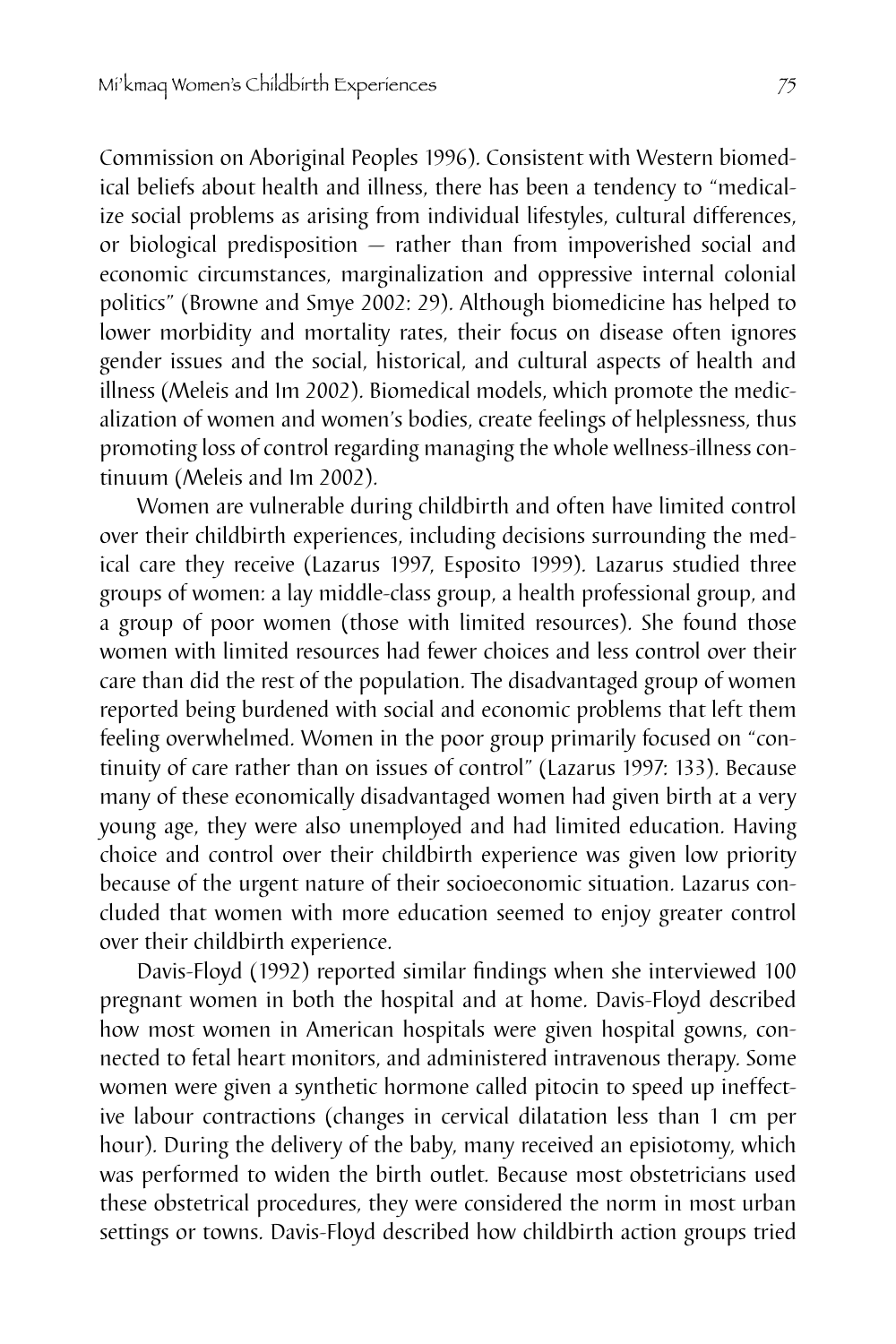Commission on Aboriginal Peoples 1996). Consistent with Western biomedical beliefs about health and illness, there has been a tendency to "medicalize social problems as arising from individual lifestyles, cultural differences, or biological predisposition — rather than from impoverished social and economic circumstances, marginalization and oppressive internal colonial politics" (Browne and Smye 2002: 29). Although biomedicine has helped to lower morbidity and mortality rates, their focus on disease often ignores gender issues and the social, historical, and cultural aspects of health and illness (Meleis and Im 2002). Biomedical models, which promote the medicalization of women and women's bodies, create feelings of helplessness, thus promoting loss of control regarding managing the whole wellness-illness continuum (Meleis and Im 2002).

Women are vulnerable during childbirth and often have limited control over their childbirth experiences, including decisions surrounding the medical care they receive (Lazarus 1997, Esposito 1999). Lazarus studied three groups of women: a lay middle-class group, a health professional group, and a group of poor women (those with limited resources). She found those women with limited resources had fewer choices and less control over their care than did the rest of the population. The disadvantaged group of women reported being burdened with social and economic problems that left them feeling overwhelmed. Women in the poor group primarily focused on "continuity of care rather than on issues of control" (Lazarus 1997: 133). Because many of these economically disadvantaged women had given birth at a very young age, they were also unemployed and had limited education. Having choice and control over their childbirth experience was given low priority because of the urgent nature of their socioeconomic situation. Lazarus concluded that women with more education seemed to enjoy greater control over their childbirth experience.

Davis-Floyd (1992) reported similar findings when she interviewed 100 pregnant women in both the hospital and at home. Davis-Floyd described how most women in American hospitals were given hospital gowns, connected to fetal heart monitors, and administered intravenous therapy. Some women were given a synthetic hormone called pitocin to speed up ineffective labour contractions (changes in cervical dilatation less than 1 cm per hour). During the delivery of the baby, many received an episiotomy, which was performed to widen the birth outlet. Because most obstetricians used these obstetrical procedures, they were considered the norm in most urban settings or towns. Davis-Floyd described how childbirth action groups tried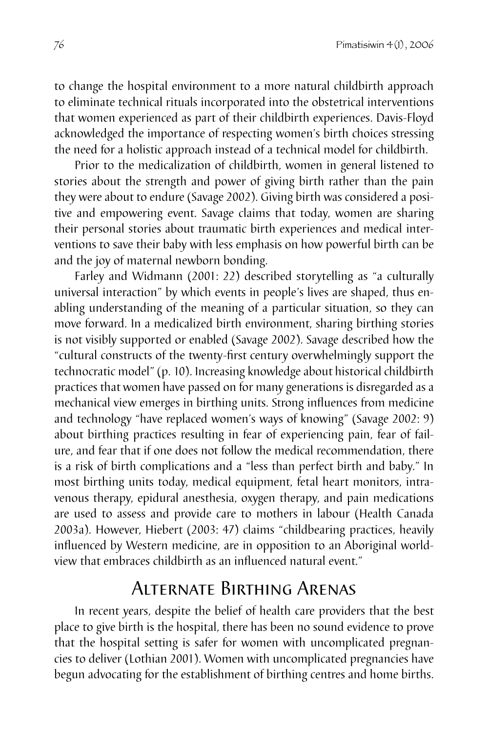to change the hospital environment to a more natural childbirth approach to eliminate technical rituals incorporated into the obstetrical interventions that women experienced as part of their childbirth experiences. Davis-Floyd acknowledged the importance of respecting women's birth choices stressing the need for a holistic approach instead of a technical model for childbirth.

Prior to the medicalization of childbirth, women in general listened to stories about the strength and power of giving birth rather than the pain they were about to endure (Savage 2002). Giving birth was considered a positive and empowering event. Savage claims that today, women are sharing their personal stories about traumatic birth experiences and medical interventions to save their baby with less emphasis on how powerful birth can be and the joy of maternal newborn bonding.

Farley and Widmann (2001: 22) described storytelling as "a culturally universal interaction" by which events in people's lives are shaped, thus enabling understanding of the meaning of a particular situation, so they can move forward. In a medicalized birth environment, sharing birthing stories is not visibly supported or enabled (Savage 2002). Savage described how the "cultural constructs of the twenty-first century overwhelmingly support the technocratic model" (p. 10). Increasing knowledge about historical childbirth practices that women have passed on for many generations is disregarded as a mechanical view emerges in birthing units. Strong influences from medicine and technology "have replaced women's ways of knowing" (Savage 2002: 9) about birthing practices resulting in fear of experiencing pain, fear of failure, and fear that if one does not follow the medical recommendation, there is a risk of birth complications and a "less than perfect birth and baby." In most birthing units today, medical equipment, fetal heart monitors, intravenous therapy, epidural anesthesia, oxygen therapy, and pain medications are used to assess and provide care to mothers in labour (Health Canada 2003a). However, Hiebert (2003: 47) claims "childbearing practices, heavily influenced by Western medicine, are in opposition to an Aboriginal worldview that embraces childbirth as an influenced natural event."

## Alternate Birthing Arenas

In recent years, despite the belief of health care providers that the best place to give birth is the hospital, there has been no sound evidence to prove that the hospital setting is safer for women with uncomplicated pregnancies to deliver (Lothian 2001). Women with uncomplicated pregnancies have begun advocating for the establishment of birthing centres and home births.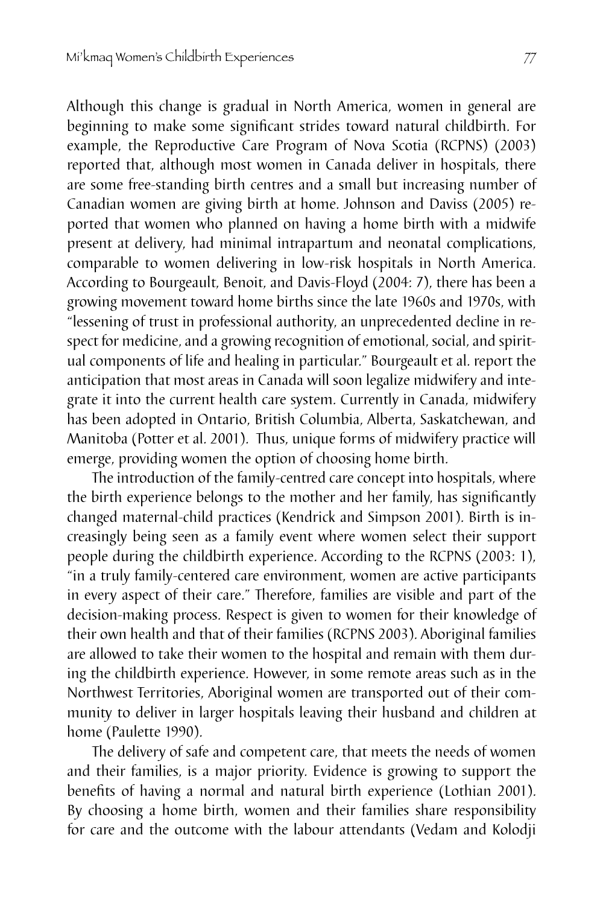Although this change is gradual in North America, women in general are beginning to make some significant strides toward natural childbirth. For example, the Reproductive Care Program of Nova Scotia (RCPNS) (2003) reported that, although most women in Canada deliver in hospitals, there are some free-standing birth centres and a small but increasing number of Canadian women are giving birth at home. Johnson and Daviss (2005) reported that women who planned on having a home birth with a midwife present at delivery, had minimal intrapartum and neonatal complications, comparable to women delivering in low-risk hospitals in North America. According to Bourgeault, Benoit, and Davis-Floyd (2004: 7), there has been a growing movement toward home births since the late 1960s and 1970s, with "lessening of trust in professional authority, an unprecedented decline in respect for medicine, and a growing recognition of emotional, social, and spiritual components of life and healing in particular." Bourgeault et al. report the anticipation that most areas in Canada will soon legalize midwifery and integrate it into the current health care system. Currently in Canada, midwifery has been adopted in Ontario, British Columbia, Alberta, Saskatchewan, and Manitoba (Potter et al. 2001). Thus, unique forms of midwifery practice will emerge, providing women the option of choosing home birth.

The introduction of the family-centred care concept into hospitals, where the birth experience belongs to the mother and her family, has significantly changed maternal-child practices (Kendrick and Simpson 2001). Birth is increasingly being seen as a family event where women select their support people during the childbirth experience. According to the RCPNS (2003: 1), "in a truly family-centered care environment, women are active participants in every aspect of their care." Therefore, families are visible and part of the decision-making process. Respect is given to women for their knowledge of their own health and that of their families (RCPNS 2003). Aboriginal families are allowed to take their women to the hospital and remain with them during the childbirth experience. However, in some remote areas such as in the Northwest Territories, Aboriginal women are transported out of their community to deliver in larger hospitals leaving their husband and children at home (Paulette 1990).

The delivery of safe and competent care, that meets the needs of women and their families, is a major priority. Evidence is growing to support the benefits of having a normal and natural birth experience (Lothian 2001). By choosing a home birth, women and their families share responsibility for care and the outcome with the labour attendants (Vedam and Kolodji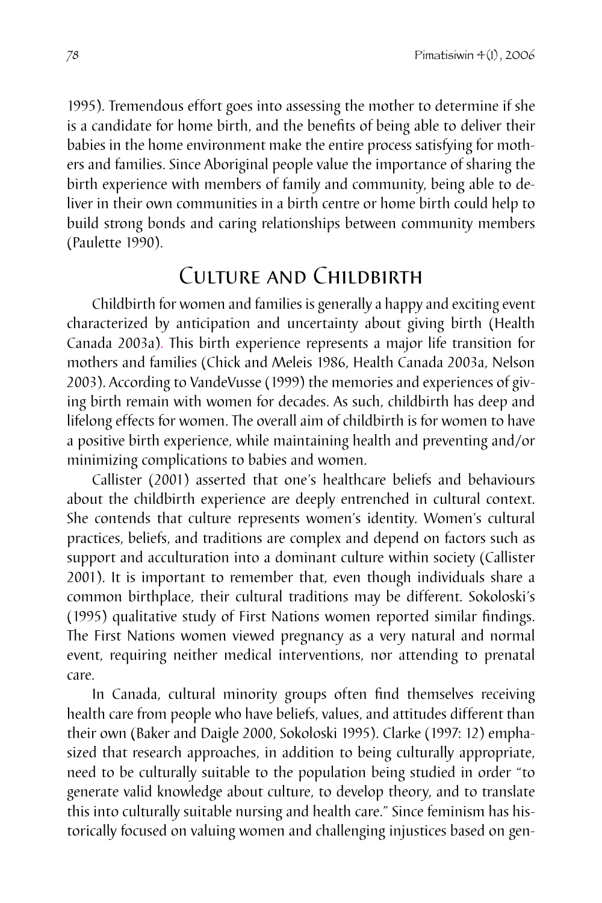1995). Tremendous effort goes into assessing the mother to determine if she is a candidate for home birth, and the benefits of being able to deliver their babies in the home environment make the entire process satisfying for mothers and families. Since Aboriginal people value the importance of sharing the birth experience with members of family and community, being able to deliver in their own communities in a birth centre or home birth could help to build strong bonds and caring relationships between community members (Paulette 1990).

## Culture and Childbirth

Childbirth for women and families is generally a happy and exciting event characterized by anticipation and uncertainty about giving birth (Health Canada 2003a). This birth experience represents a major life transition for mothers and families (Chick and Meleis 1986, Health Canada 2003a, Nelson 2003). According to VandeVusse (1999) the memories and experiences of giving birth remain with women for decades. As such, childbirth has deep and lifelong effects for women. The overall aim of childbirth is for women to have a positive birth experience, while maintaining health and preventing and/or minimizing complications to babies and women.

Callister (2001) asserted that one's healthcare beliefs and behaviours about the childbirth experience are deeply entrenched in cultural context. She contends that culture represents women's identity. Women's cultural practices, beliefs, and traditions are complex and depend on factors such as support and acculturation into a dominant culture within society (Callister 2001). It is important to remember that, even though individuals share a common birthplace, their cultural traditions may be different. Sokoloski's (1995) qualitative study of First Nations women reported similar findings. The First Nations women viewed pregnancy as a very natural and normal event, requiring neither medical interventions, nor attending to prenatal care.

In Canada, cultural minority groups often find themselves receiving health care from people who have beliefs, values, and attitudes different than their own (Baker and Daigle 2000, Sokoloski 1995). Clarke (1997: 12) emphasized that research approaches, in addition to being culturally appropriate, need to be culturally suitable to the population being studied in order "to generate valid knowledge about culture, to develop theory, and to translate this into culturally suitable nursing and health care." Since feminism has historically focused on valuing women and challenging injustices based on gen-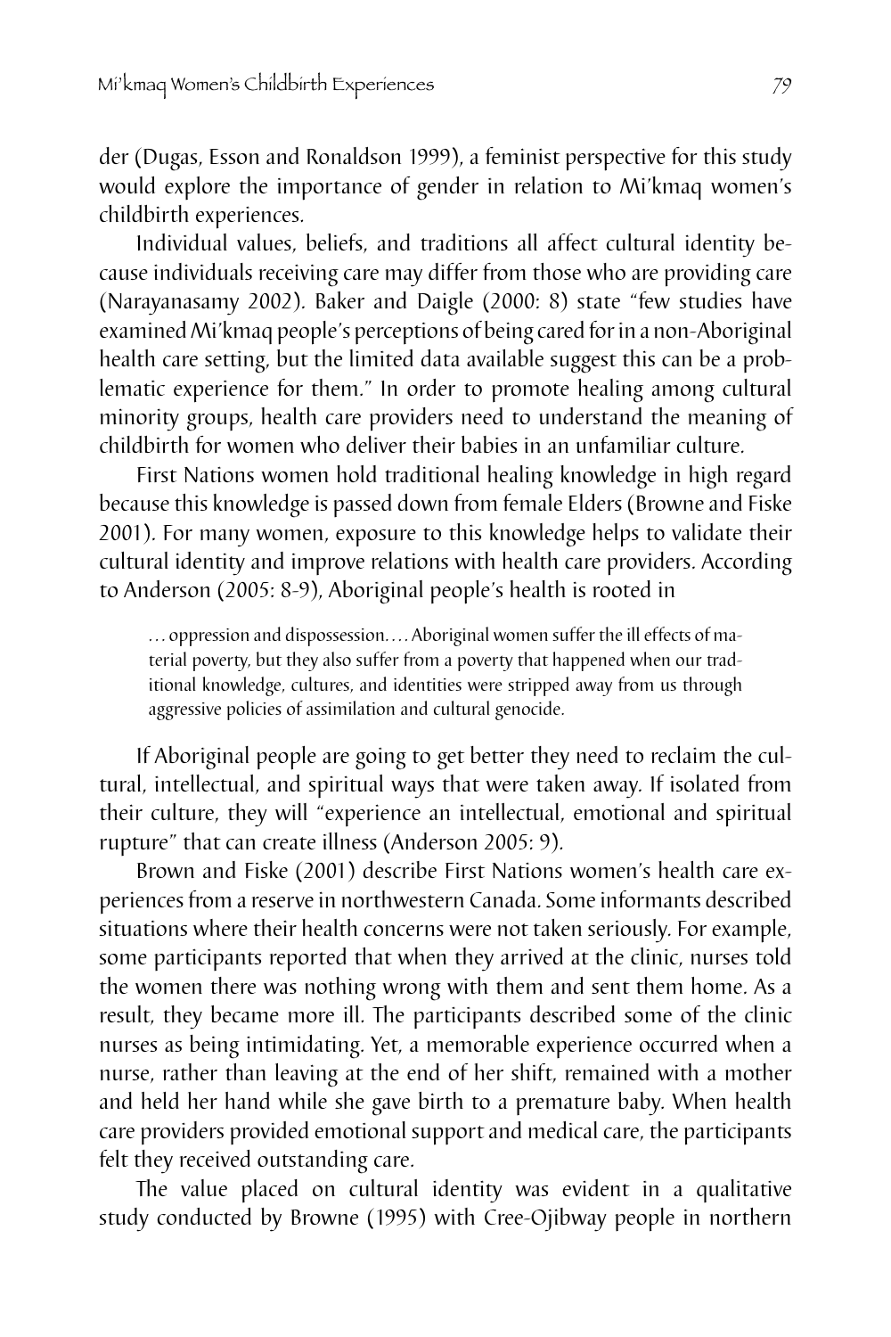der (Dugas, Esson and Ronaldson 1999), a feminist perspective for this study would explore the importance of gender in relation to Mi'kmaq women's childbirth experiences.

Individual values, beliefs, and traditions all affect cultural identity because individuals receiving care may differ from those who are providing care (Narayanasamy 2002). Baker and Daigle (2000: 8) state "few studies have examined Mi'kmaq people's perceptions of being cared for in a non-Aboriginal health care setting, but the limited data available suggest this can be a problematic experience for them." In order to promote healing among cultural minority groups, health care providers need to understand the meaning of childbirth for women who deliver their babies in an unfamiliar culture.

First Nations women hold traditional healing knowledge in high regard because this knowledge is passed down from female Elders (Browne and Fiske 2001). For many women, exposure to this knowledge helps to validate their cultural identity and improve relations with health care providers. According to Anderson (2005: 8-9), Aboriginal people's health is rooted in

> … oppression and dispossession.… Aboriginal women suffer the ill effects of material poverty, but they also suffer from a poverty that happened when our traditional knowledge, cultures, and identities were stripped away from us through aggressive policies of assimilation and cultural genocide.

If Aboriginal people are going to get better they need to reclaim the cultural, intellectual, and spiritual ways that were taken away. If isolated from their culture, they will "experience an intellectual, emotional and spiritual rupture" that can create illness (Anderson 2005: 9).

Brown and Fiske (2001) describe First Nations women's health care experiences from a reserve in northwestern Canada. Some informants described situations where their health concerns were not taken seriously. For example, some participants reported that when they arrived at the clinic, nurses told the women there was nothing wrong with them and sent them home. As a result, they became more ill. The participants described some of the clinic nurses as being intimidating. Yet, a memorable experience occurred when a nurse, rather than leaving at the end of her shift, remained with a mother and held her hand while she gave birth to a premature baby. When health care providers provided emotional support and medical care, the participants felt they received outstanding care.

The value placed on cultural identity was evident in a qualitative study conducted by Browne (1995) with Cree-Ojibway people in northern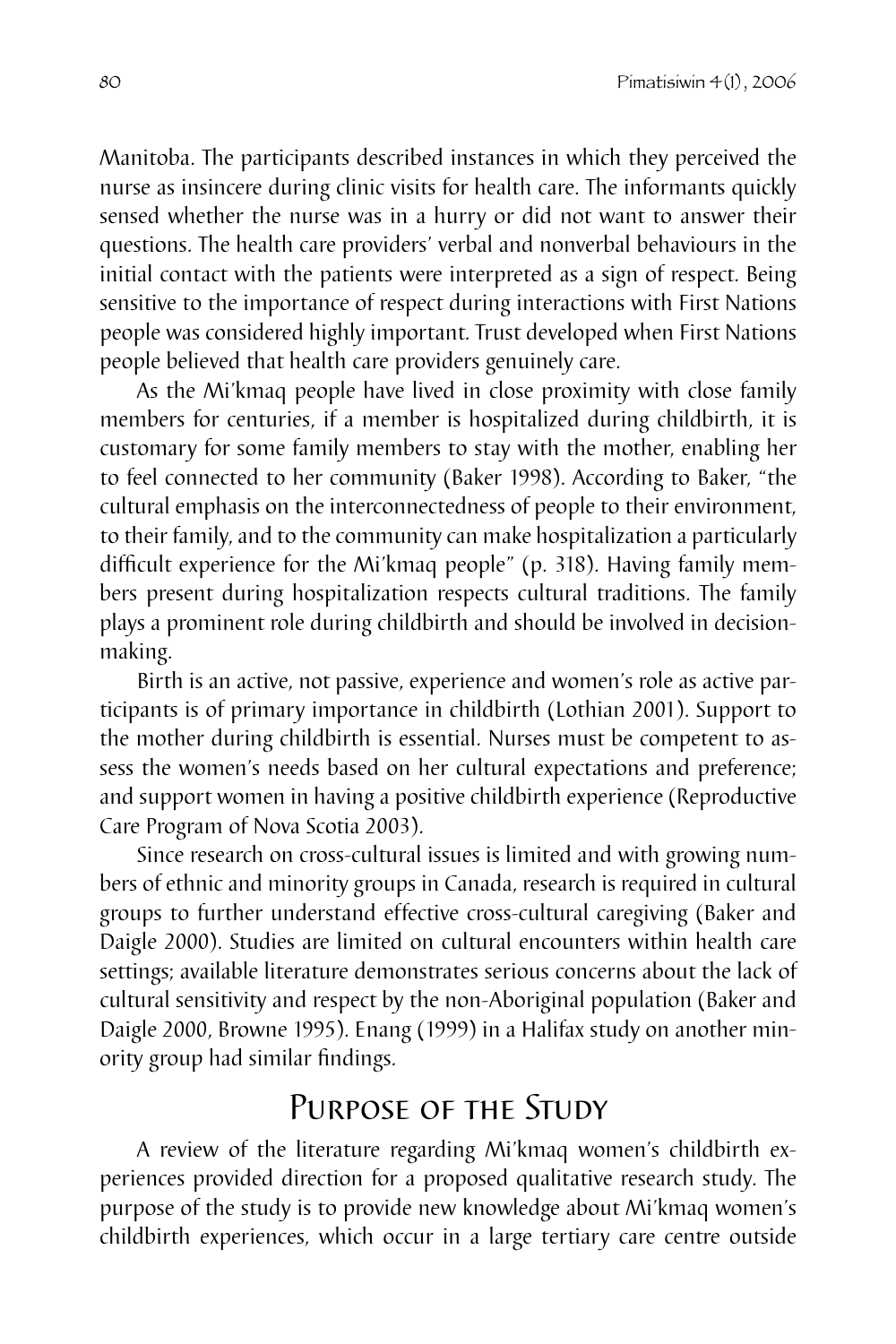Manitoba. The participants described instances in which they perceived the nurse as insincere during clinic visits for health care. The informants quickly sensed whether the nurse was in a hurry or did not want to answer their questions. The health care providers' verbal and nonverbal behaviours in the initial contact with the patients were interpreted as a sign of respect. Being sensitive to the importance of respect during interactions with First Nations people was considered highly important. Trust developed when First Nations people believed that health care providers genuinely care.

As the Mi'kmaq people have lived in close proximity with close family members for centuries, if a member is hospitalized during childbirth, it is customary for some family members to stay with the mother, enabling her to feel connected to her community (Baker 1998). According to Baker, "the cultural emphasis on the interconnectedness of people to their environment, to their family, and to the community can make hospitalization a particularly difficult experience for the Mi'kmaq people" (p. 318). Having family members present during hospitalization respects cultural traditions. The family plays a prominent role during childbirth and should be involved in decision-making.

Birth is an active, not passive, experience and women's role as active participants is of primary importance in childbirth (Lothian 2001). Support to the mother during childbirth is essential. Nurses must be competent to assess the women's needs based on her cultural expectations and preference; and support women in having a positive childbirth experience (Reproductive Care Program of Nova Scotia 2003).

Since research on cross-cultural issues is limited and with growing numbers of ethnic and minority groups in Canada, research is required in cultural groups to further understand effective cross-cultural caregiving (Baker and Daigle 2000). Studies are limited on cultural encounters within health care settings; available literature demonstrates serious concerns about the lack of cultural sensitivity and respect by the non-Aboriginal population (Baker and Daigle 2000, Browne 1995). Enang (1999) in a Halifax study on another minority group had similar findings.

## Purpose of the Study

A review of the literature regarding Mi'kmaq women's childbirth experiences provided direction for a proposed qualitative research study. The purpose of the study is to provide new knowledge about Mi'kmaq women's childbirth experiences, which occur in a large tertiary care centre outside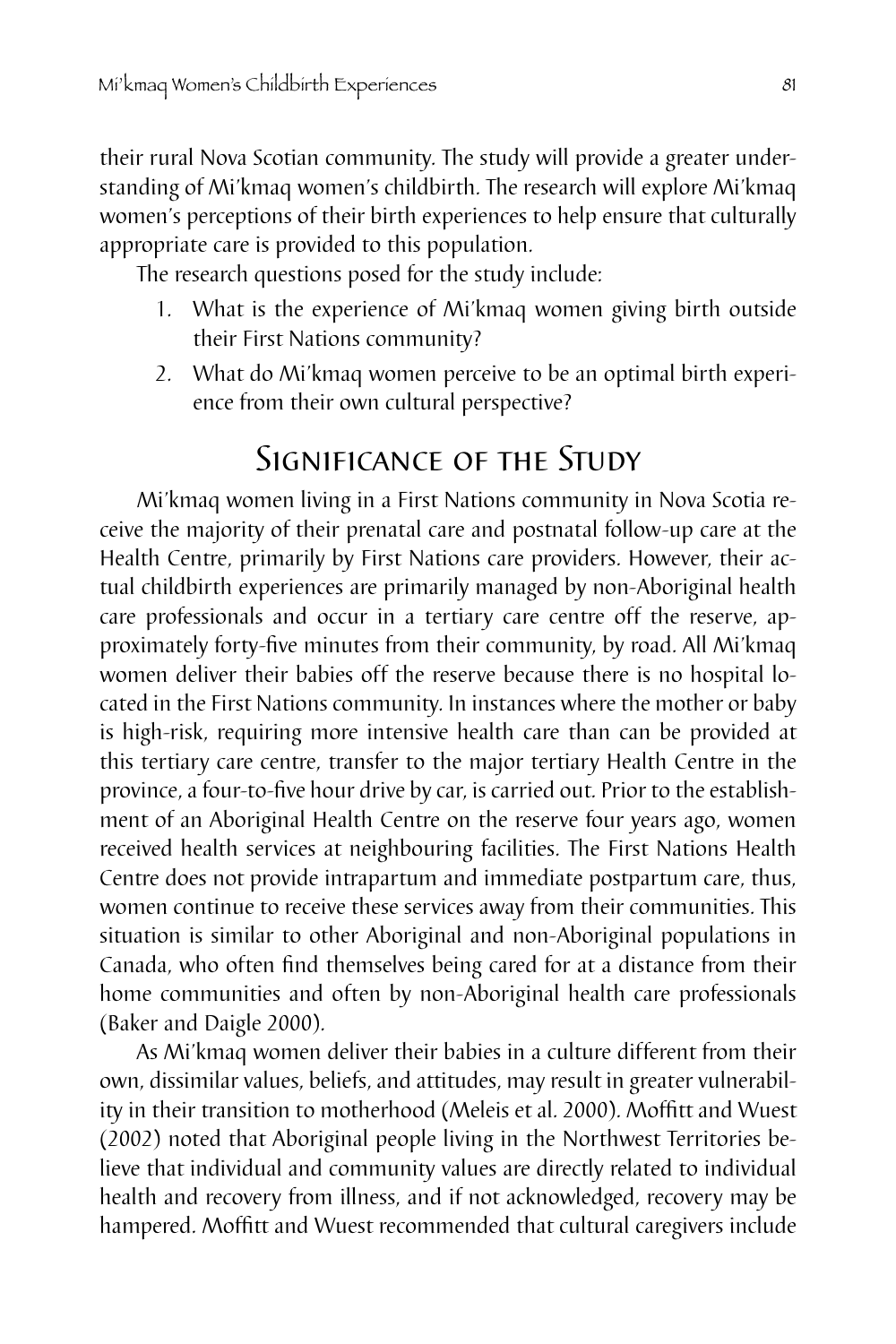their rural Nova Scotian community. The study will provide a greater understanding of Mi'kmaq women's childbirth. The research will explore Mi'kmaq women's perceptions of their birth experiences to help ensure that culturally appropriate care is provided to this population.

The research questions posed for the study include:

1. What is the experience of Mi'kmaq women giving birth outside their First Nations community?
2. What do Mi'kmaq women perceive to be an optimal birth experience from their own cultural perspective?

## Significance of the Study

Mi'kmaq women living in a First Nations community in Nova Scotia receive the majority of their prenatal care and postnatal follow-up care at the Health Centre, primarily by First Nations care providers. However, their actual childbirth experiences are primarily managed by non-Aboriginal health care professionals and occur in a tertiary care centre off the reserve, approximately forty-five minutes from their community, by road. All Mi'kmaq women deliver their babies off the reserve because there is no hospital located in the First Nations community. In instances where the mother or baby is high-risk, requiring more intensive health care than can be provided at this tertiary care centre, transfer to the major tertiary Health Centre in the province, a four-to-five hour drive by car, is carried out. Prior to the establishment of an Aboriginal Health Centre on the reserve four years ago, women received health services at neighbouring facilities. The First Nations Health Centre does not provide intrapartum and immediate postpartum care, thus, women continue to receive these services away from their communities. This situation is similar to other Aboriginal and non-Aboriginal populations in Canada, who often find themselves being cared for at a distance from their home communities and often by non-Aboriginal health care professionals (Baker and Daigle 2000).

As Mi'kmaq women deliver their babies in a culture different from their own, dissimilar values, beliefs, and attitudes, may result in greater vulnerability in their transition to motherhood (Meleis et al. 2000). Moffitt and Wuest (2002) noted that Aboriginal people living in the Northwest Territories believe that individual and community values are directly related to individual health and recovery from illness, and if not acknowledged, recovery may be hampered. Moffitt and Wuest recommended that cultural caregivers include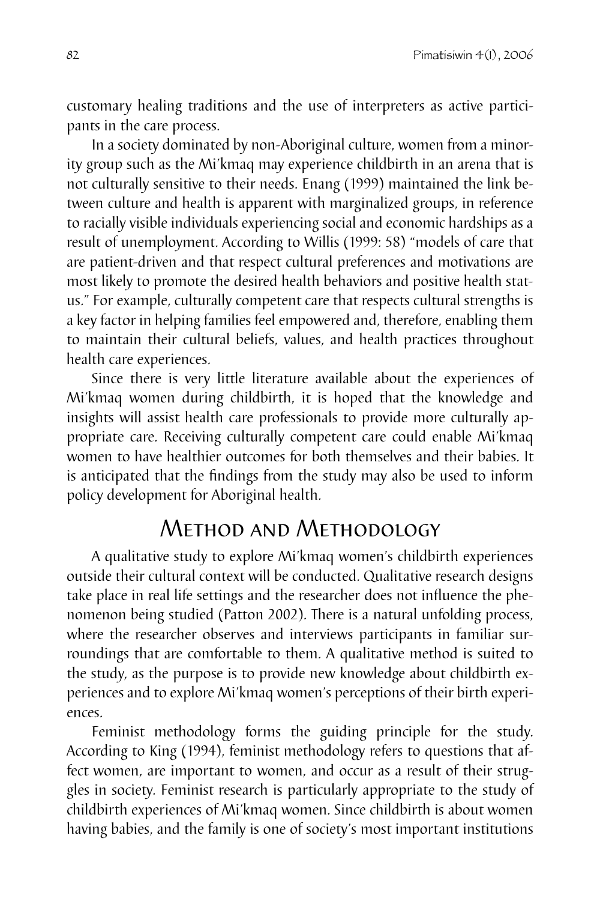customary healing traditions and the use of interpreters as active participants in the care process.

In a society dominated by non-Aboriginal culture, women from a minority group such as the Mi'kmaq may experience childbirth in an arena that is not culturally sensitive to their needs. Enang (1999) maintained the link between culture and health is apparent with marginalized groups, in reference to racially visible individuals experiencing social and economic hardships as a result of unemployment. According to Willis (1999: 58) "models of care that are patient-driven and that respect cultural preferences and motivations are most likely to promote the desired health behaviors and positive health status." For example, culturally competent care that respects cultural strengths is a key factor in helping families feel empowered and, therefore, enabling them to maintain their cultural beliefs, values, and health practices throughout health care experiences.

Since there is very little literature available about the experiences of Mi'kmaq women during childbirth, it is hoped that the knowledge and insights will assist health care professionals to provide more culturally appropriate care. Receiving culturally competent care could enable Mi'kmaq women to have healthier outcomes for both themselves and their babies. It is anticipated that the findings from the study may also be used to inform policy development for Aboriginal health.

## Method and Methodology

A qualitative study to explore Mi'kmaq women's childbirth experiences outside their cultural context will be conducted. Qualitative research designs take place in real life settings and the researcher does not influence the phenomenon being studied (Patton 2002). There is a natural unfolding process, where the researcher observes and interviews participants in familiar surroundings that are comfortable to them. A qualitative method is suited to the study, as the purpose is to provide new knowledge about childbirth experiences and to explore Mi'kmaq women's perceptions of their birth experiences.

Feminist methodology forms the guiding principle for the study. According to King (1994), feminist methodology refers to questions that affect women, are important to women, and occur as a result of their struggles in society. Feminist research is particularly appropriate to the study of childbirth experiences of Mi'kmaq women. Since childbirth is about women having babies, and the family is one of society's most important institutions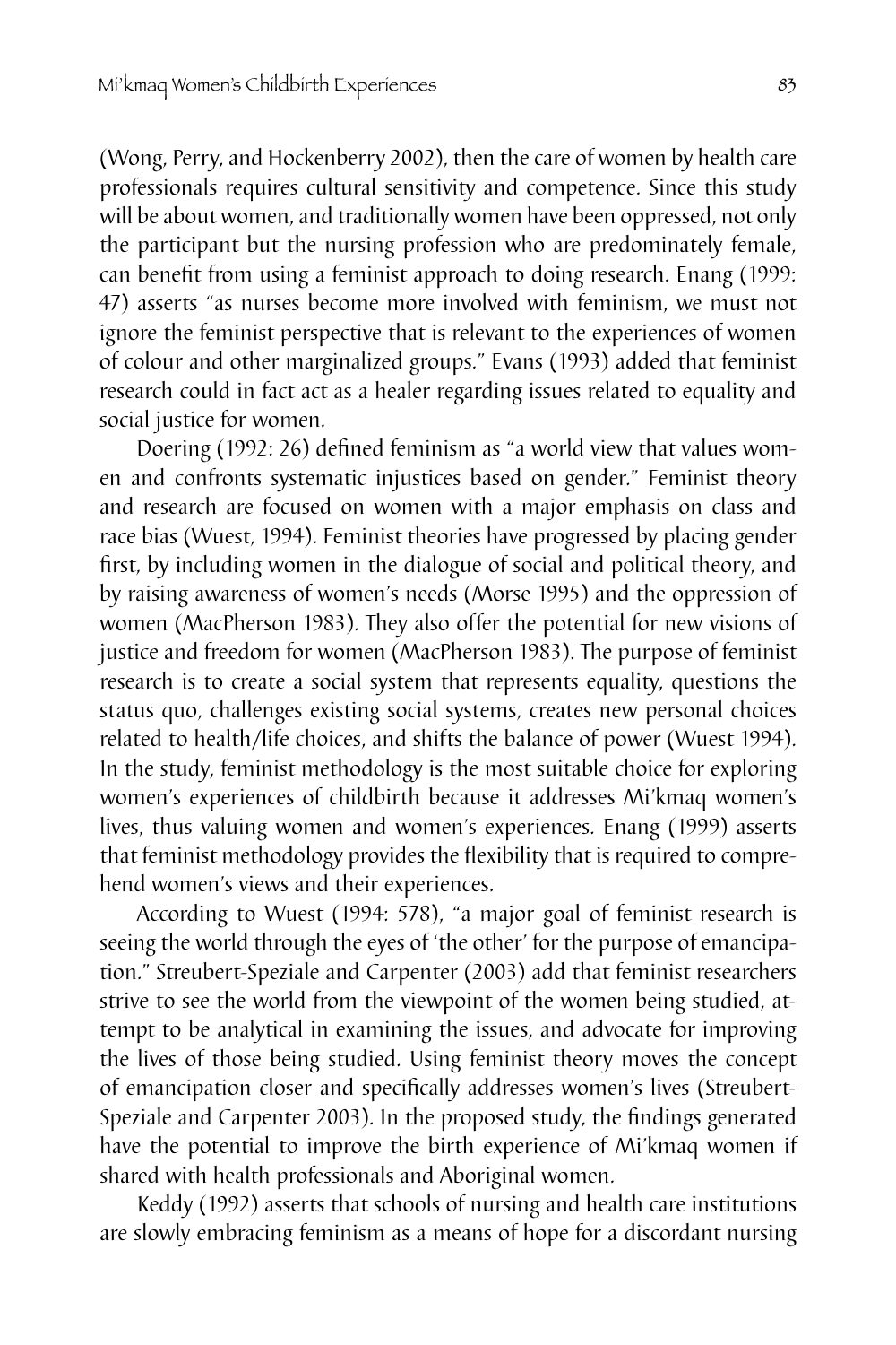(Wong, Perry, and Hockenberry 2002), then the care of women by health care professionals requires cultural sensitivity and competence. Since this study will be about women, and traditionally women have been oppressed, not only the participant but the nursing profession who are predominately female, can benefit from using a feminist approach to doing research. Enang (1999: 47) asserts "as nurses become more involved with feminism, we must not ignore the feminist perspective that is relevant to the experiences of women of colour and other marginalized groups." Evans (1993) added that feminist research could in fact act as a healer regarding issues related to equality and social justice for women.

Doering (1992: 26) defined feminism as "a world view that values women and confronts systematic injustices based on gender." Feminist theory and research are focused on women with a major emphasis on class and race bias (Wuest, 1994). Feminist theories have progressed by placing gender first, by including women in the dialogue of social and political theory, and by raising awareness of women's needs (Morse 1995) and the oppression of women (MacPherson 1983). They also offer the potential for new visions of justice and freedom for women (MacPherson 1983). The purpose of feminist research is to create a social system that represents equality, questions the status quo, challenges existing social systems, creates new personal choices related to health/life choices, and shifts the balance of power (Wuest 1994). In the study, feminist methodology is the most suitable choice for exploring women's experiences of childbirth because it addresses Mi'kmaq women's lives, thus valuing women and women's experiences. Enang (1999) asserts that feminist methodology provides the flexibility that is required to comprehend women's views and their experiences.

According to Wuest (1994: 578), "a major goal of feminist research is seeing the world through the eyes of 'the other' for the purpose of emancipation." Streubert-Speziale and Carpenter (2003) add that feminist researchers strive to see the world from the viewpoint of the women being studied, attempt to be analytical in examining the issues, and advocate for improving the lives of those being studied. Using feminist theory moves the concept of emancipation closer and specifically addresses women's lives (Streubert-Speziale and Carpenter 2003). In the proposed study, the findings generated have the potential to improve the birth experience of Mi'kmaq women if shared with health professionals and Aboriginal women.

Keddy (1992) asserts that schools of nursing and health care institutions are slowly embracing feminism as a means of hope for a discordant nursing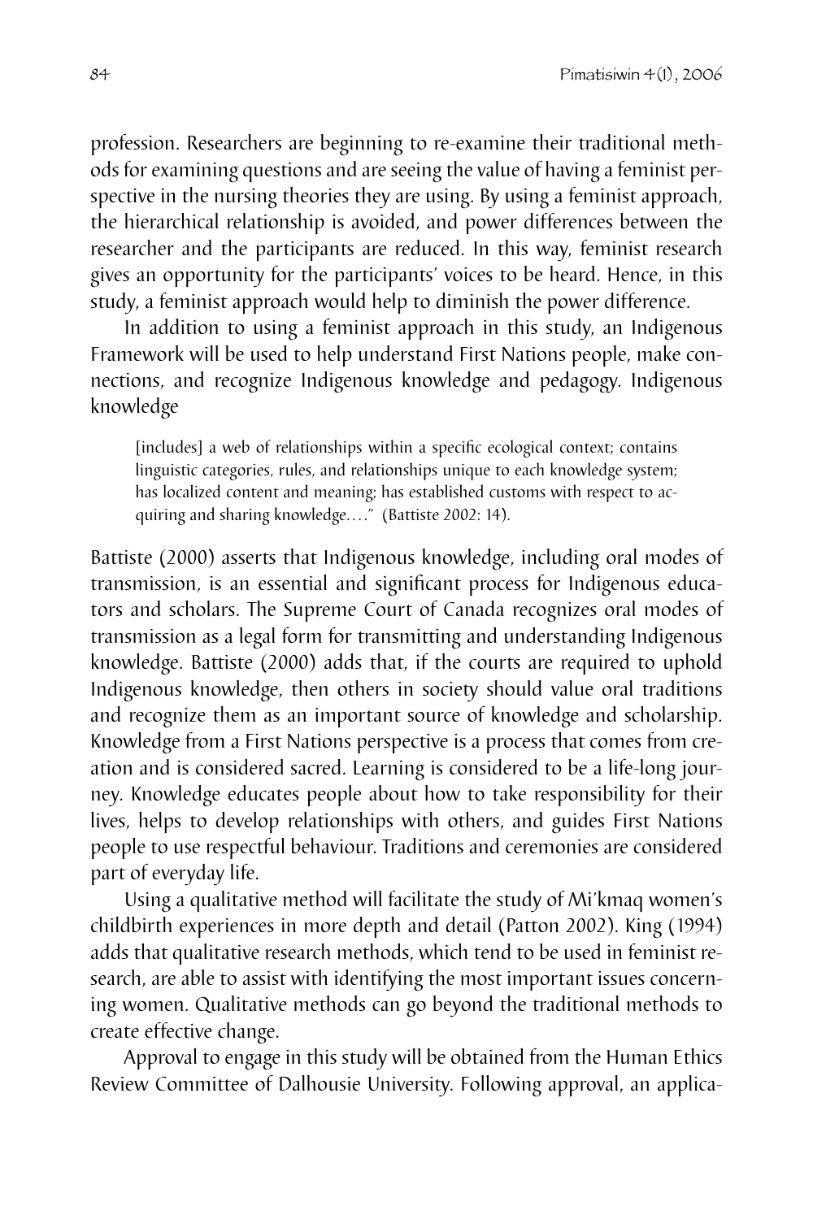profession. Researchers are beginning to re-examine their traditional methods for examining questions and are seeing the value of having a feminist perspective in the nursing theories they are using. By using a feminist approach, the hierarchical relationship is avoided, and power differences between the researcher and the participants are reduced. In this way, feminist research gives an opportunity for the participants' voices to be heard. Hence, in this study, a feminist approach would help to diminish the power difference.

In addition to using a feminist approach in this study, an Indigenous Framework will be used to help understand First Nations people, make connections, and recognize Indigenous knowledge and pedagogy. Indigenous knowledge

> [includes] a web of relationships within a specific ecological context; contains linguistic categories, rules, and relationships unique to each knowledge system; has localized content and meaning; has established customs with respect to acquiring and sharing knowledge…." (Battiste 2002: 14).

Battiste (2000) asserts that Indigenous knowledge, including oral modes of transmission, is an essential and significant process for Indigenous educators and scholars. The Supreme Court of Canada recognizes oral modes of transmission as a legal form for transmitting and understanding Indigenous knowledge. Battiste (2000) adds that, if the courts are required to uphold Indigenous knowledge, then others in society should value oral traditions and recognize them as an important source of knowledge and scholarship. Knowledge from a First Nations perspective is a process that comes from creation and is considered sacred. Learning is considered to be a life-long journey. Knowledge educates people about how to take responsibility for their lives, helps to develop relationships with others, and guides First Nations people to use respectful behaviour. Traditions and ceremonies are considered part of everyday life.

Using a qualitative method will facilitate the study of Mi'kmaq women's childbirth experiences in more depth and detail (Patton 2002). King (1994) adds that qualitative research methods, which tend to be used in feminist research, are able to assist with identifying the most important issues concerning women. Qualitative methods can go beyond the traditional methods to create effective change.

Approval to engage in this study will be obtained from the Human Ethics Review Committee of Dalhousie University. Following approval, an applica-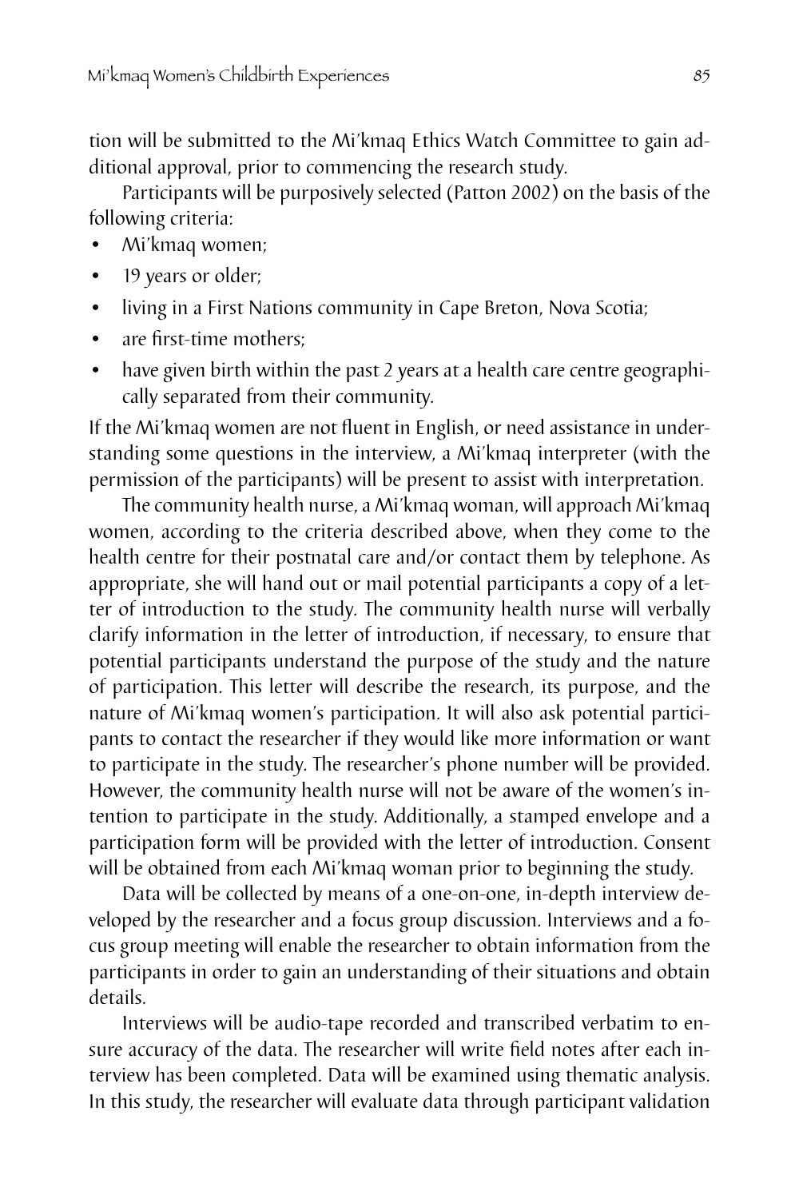tion will be submitted to the Mi'kmaq Ethics Watch Committee to gain additional approval, prior to commencing the research study.

Participants will be purposively selected (Patton 2002) on the basis of the following criteria:

- Mi'kmaq women;
- 19 years or older;
- living in a First Nations community in Cape Breton, Nova Scotia;
- are first-time mothers;
- have given birth within the past 2 years at a health care centre geographically separated from their community.

If the Mi'kmaq women are not fluent in English, or need assistance in understanding some questions in the interview, a Mi'kmaq interpreter (with the permission of the participants) will be present to assist with interpretation.

The community health nurse, a Mi'kmaq woman, will approach Mi'kmaq women, according to the criteria described above, when they come to the health centre for their postnatal care and/or contact them by telephone. As appropriate, she will hand out or mail potential participants a copy of a letter of introduction to the study. The community health nurse will verbally clarify information in the letter of introduction, if necessary, to ensure that potential participants understand the purpose of the study and the nature of participation. This letter will describe the research, its purpose, and the nature of Mi'kmaq women's participation. It will also ask potential participants to contact the researcher if they would like more information or want to participate in the study. The researcher's phone number will be provided. However, the community health nurse will not be aware of the women's intention to participate in the study. Additionally, a stamped envelope and a participation form will be provided with the letter of introduction. Consent will be obtained from each Mi'kmaq woman prior to beginning the study.

Data will be collected by means of a one-on-one, in-depth interview developed by the researcher and a focus group discussion. Interviews and a focus group meeting will enable the researcher to obtain information from the participants in order to gain an understanding of their situations and obtain details.

Interviews will be audio-tape recorded and transcribed verbatim to ensure accuracy of the data. The researcher will write field notes after each interview has been completed. Data will be examined using thematic analysis. In this study, the researcher will evaluate data through participant validation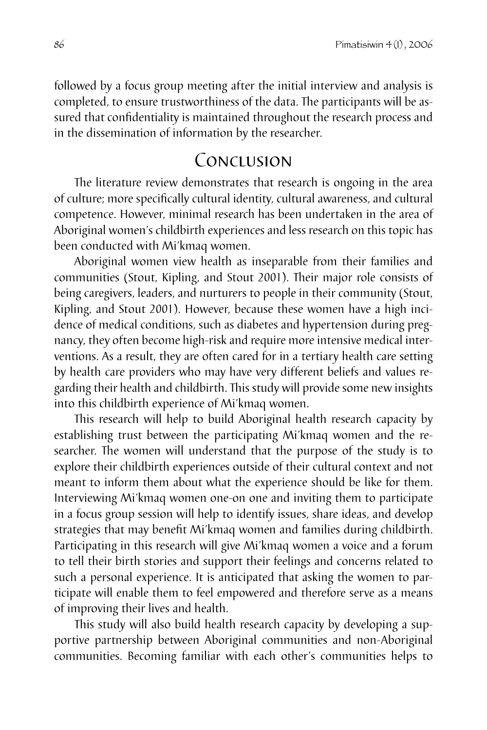followed by a focus group meeting after the initial interview and analysis is completed, to ensure trustworthiness of the data. The participants will be assured that confidentiality is maintained throughout the research process and in the dissemination of information by the researcher.

## Conclusion

The literature review demonstrates that research is ongoing in the area of culture; more specifically cultural identity, cultural awareness, and cultural competence. However, minimal research has been undertaken in the area of Aboriginal women's childbirth experiences and less research on this topic has been conducted with Mi'kmaq women.

Aboriginal women view health as inseparable from their families and communities (Stout, Kipling, and Stout 2001). Their major role consists of being caregivers, leaders, and nurturers to people in their community (Stout, Kipling, and Stout 2001). However, because these women have a high incidence of medical conditions, such as diabetes and hypertension during pregnancy, they often become high-risk and require more intensive medical interventions. As a result, they are often cared for in a tertiary health care setting by health care providers who may have very different beliefs and values regarding their health and childbirth. This study will provide some new insights into this childbirth experience of Mi'kmaq women.

This research will help to build Aboriginal health research capacity by establishing trust between the participating Mi'kmaq women and the researcher. The women will understand that the purpose of the study is to explore their childbirth experiences outside of their cultural context and not meant to inform them about what the experience should be like for them. Interviewing Mi'kmaq women one-on one and inviting them to participate in a focus group session will help to identify issues, share ideas, and develop strategies that may benefit Mi'kmaq women and families during childbirth. Participating in this research will give Mi'kmaq women a voice and a forum to tell their birth stories and support their feelings and concerns related to such a personal experience. It is anticipated that asking the women to participate will enable them to feel empowered and therefore serve as a means of improving their lives and health.

This study will also build health research capacity by developing a supportive partnership between Aboriginal communities and non-Aboriginal communities. Becoming familiar with each other's communities helps to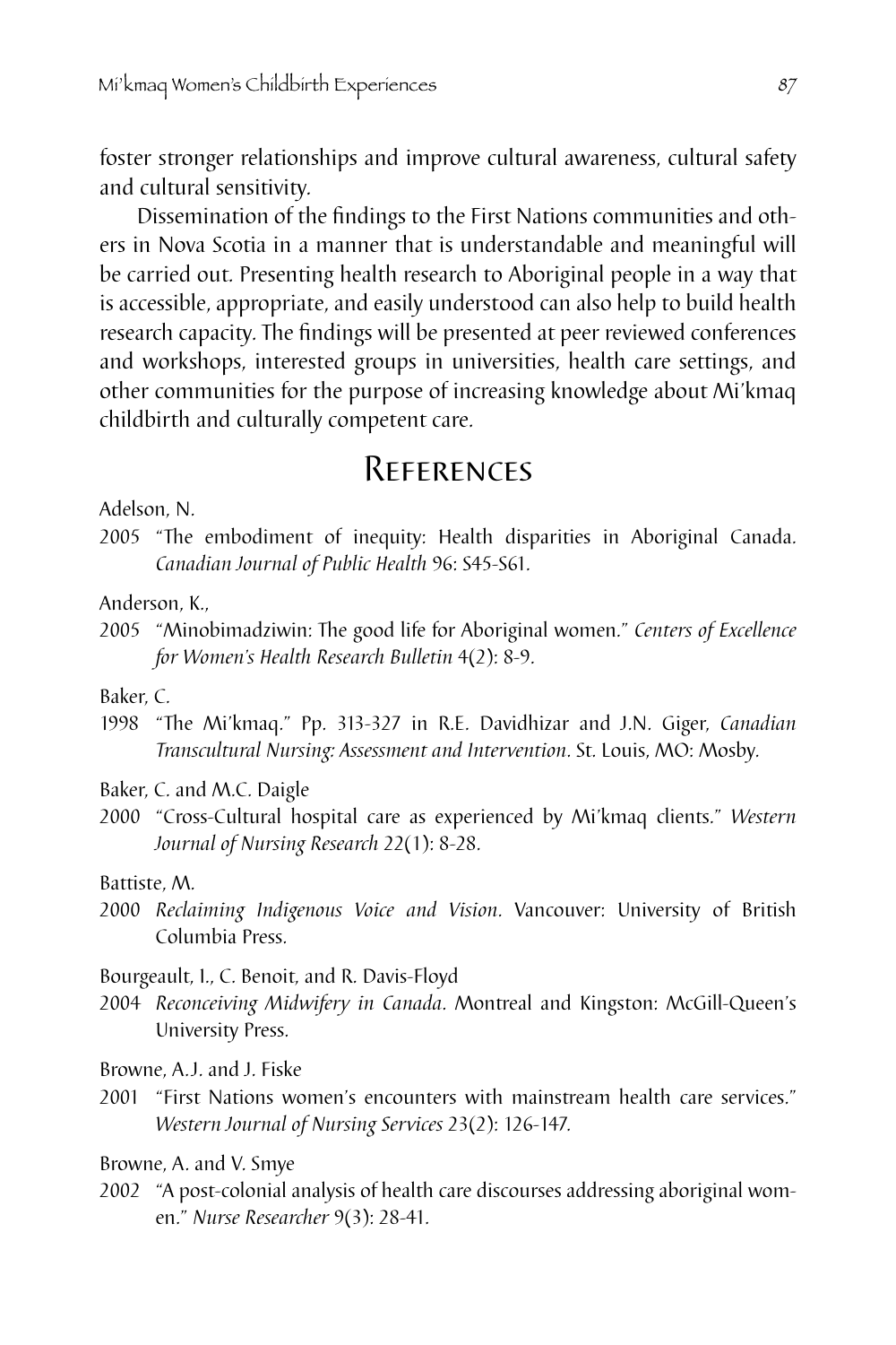foster stronger relationships and improve cultural awareness, cultural safety and cultural sensitivity.

Dissemination of the findings to the First Nations communities and others in Nova Scotia in a manner that is understandable and meaningful will be carried out. Presenting health research to Aboriginal people in a way that is accessible, appropriate, and easily understood can also help to build health research capacity. The findings will be presented at peer reviewed conferences and workshops, interested groups in universities, health care settings, and other communities for the purpose of increasing knowledge about Mi'kmaq childbirth and culturally competent care.

## References

Adelson, N.

2005 "The embodiment of inequity: Health disparities in Aboriginal Canada. *Canadian Journal of Public Health* 96: S45-S61.

Anderson, K.,

2005 "Minobimadziwin: The good life for Aboriginal women." *Centers of Excellence for Women's Health Research Bulletin* 4(2): 8-9.

Baker, C.

1998 "The Mi'kmaq." Pp. 313-327 in R.E. Davidhizar and J.N. Giger, *Canadian Transcultural Nursing: Assessment and Intervention*. St. Louis, MO: Mosby.

Baker, C. and M.C. Daigle

2000 "Cross-Cultural hospital care as experienced by Mi'kmaq clients." *Western Journal of Nursing Research* 22(1): 8-28.

Battiste, M.

2000 *Reclaiming Indigenous Voice and Vision*. Vancouver: University of British Columbia Press.

Bourgeault, I., C. Benoit, and R. Davis-Floyd

2004 *Reconceiving Midwifery in Canada*. Montreal and Kingston: McGill-Queen's University Press.

Browne, A.J. and J. Fiske

2001 "First Nations women's encounters with mainstream health care services." *Western Journal of Nursing Services* 23(2): 126-147.

Browne, A. and V. Smye

2002 "A post-colonial analysis of health care discourses addressing aboriginal women." *Nurse Researcher* 9(3): 28-41.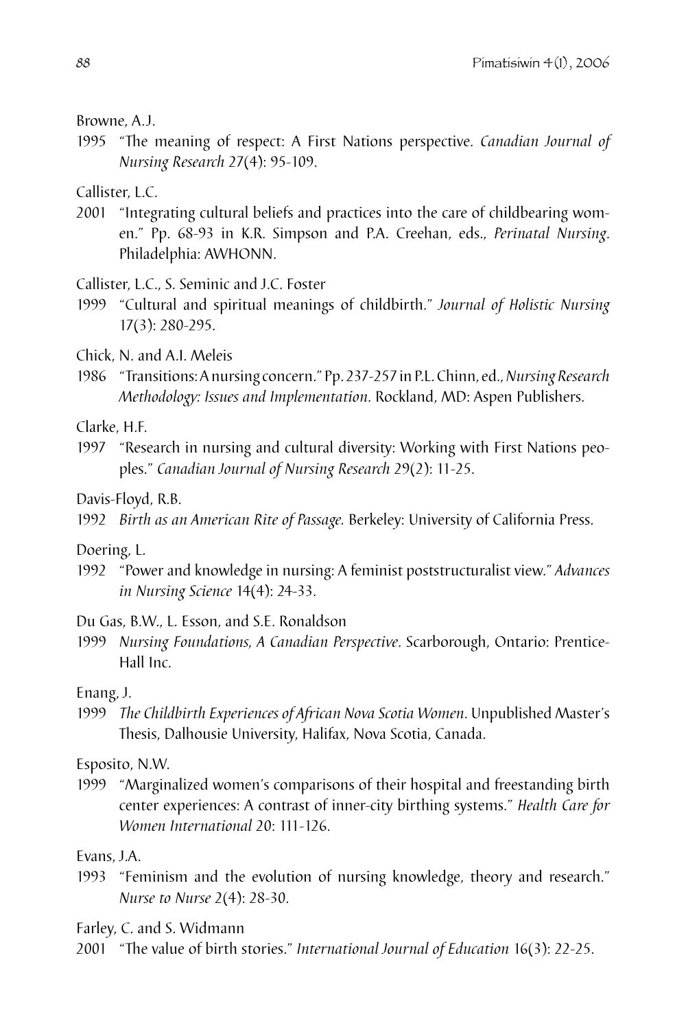Browne, A.J.

1995 "The meaning of respect: A First Nations perspective. *Canadian Journal of Nursing Research* 27(4): 95-109.

Callister, L.C.

2001 "Integrating cultural beliefs and practices into the care of childbearing women." Pp. 68-93 in K.R. Simpson and P.A. Creehan, eds., *Perinatal Nursing.* Philadelphia: AWHONN.

Callister, L.C., S. Seminic and J.C. Foster

1999 "Cultural and spiritual meanings of childbirth." *Journal of Holistic Nursing* 17(3): 280-295.

Chick, N. and A.I. Meleis

1986 "Transitions: A nursing concern." Pp. 237-257 in P.L. Chinn, ed., *Nursing Research Methodology: Issues and Implementation.* Rockland, MD: Aspen Publishers.

Clarke, H.F.

1997 "Research in nursing and cultural diversity: Working with First Nations peoples." *Canadian Journal of Nursing Research* 29(2): 11-25.

Davis-Floyd, R.B.

1992 *Birth as an American Rite of Passage.* Berkeley: University of California Press.

Doering, L.

1992 "Power and knowledge in nursing: A feminist poststructuralist view." *Advances in Nursing Science* 14(4): 24-33.

Du Gas, B.W., L. Esson, and S.E. Ronaldson

1999 *Nursing Foundations, A Canadian Perspective.* Scarborough, Ontario: Prentice-Hall Inc.

Enang, J.

1999 *The Childbirth Experiences of African Nova Scotia Women.* Unpublished Master's Thesis, Dalhousie University, Halifax, Nova Scotia, Canada.

Esposito, N.W.

1999 "Marginalized women's comparisons of their hospital and freestanding birth center experiences: A contrast of inner-city birthing systems." *Health Care for Women International* 20: 111-126.

Evans, J.A.

1993 "Feminism and the evolution of nursing knowledge, theory and research." *Nurse to Nurse* 2(4): 28-30.

Farley, C. and S. Widmann

2001 "The value of birth stories." *International Journal of Education* 16(3): 22-25.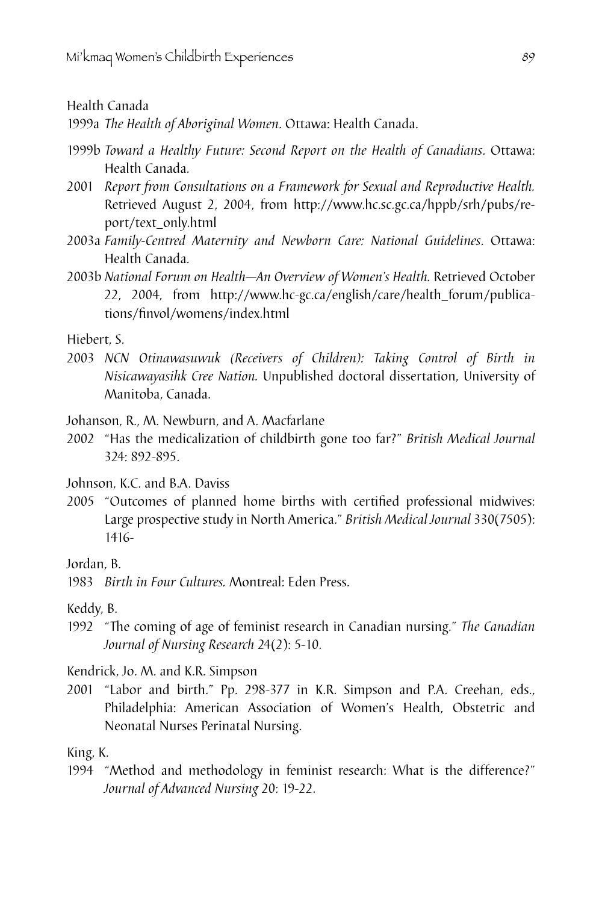Health Canada

1999a *The Health of Aboriginal Women.* Ottawa: Health Canada.

1999b *Toward a Healthy Future: Second Report on the Health of Canadians.* Ottawa: Health Canada.

2001 *Report from Consultations on a Framework for Sexual and Reproductive Health.* Retrieved August 2, 2004, from http://www.hc.sc.gc.ca/hppb/srh/pubs/report/text_only.html

2003a *Family-Centred Maternity and Newborn Care: National Guidelines.* Ottawa: Health Canada.

2003b *National Forum on Health—An Overview of Women's Health.* Retrieved October 22, 2004, from http://www.hc-gc.ca/english/care/health_forum/publications/finvol/womens/index.html

Hiebert, S.

2003 *NCN Otinawasuwuk (Receivers of Children): Taking Control of Birth in Nisicawayasihk Cree Nation.* Unpublished doctoral dissertation, University of Manitoba, Canada.

Johanson, R., M. Newburn, and A. Macfarlane

2002 "Has the medicalization of childbirth gone too far?" *British Medical Journal* 324: 892-895.

Johnson, K.C. and B.A. Daviss

2005 "Outcomes of planned home births with certified professional midwives: Large prospective study in North America." *British Medical Journal* 330(7505): 1416-

Jordan, B.

1983 *Birth in Four Cultures.* Montreal: Eden Press.

Keddy, B.

1992 "The coming of age of feminist research in Canadian nursing." *The Canadian Journal of Nursing Research* 24(2): 5-10.

Kendrick, Jo. M. and K.R. Simpson

2001 "Labor and birth." Pp. 298-377 in K.R. Simpson and P.A. Creehan, eds., Philadelphia: American Association of Women's Health, Obstetric and Neonatal Nurses Perinatal Nursing.

King, K.

1994 "Method and methodology in feminist research: What is the difference?" *Journal of Advanced Nursing* 20: 19-22.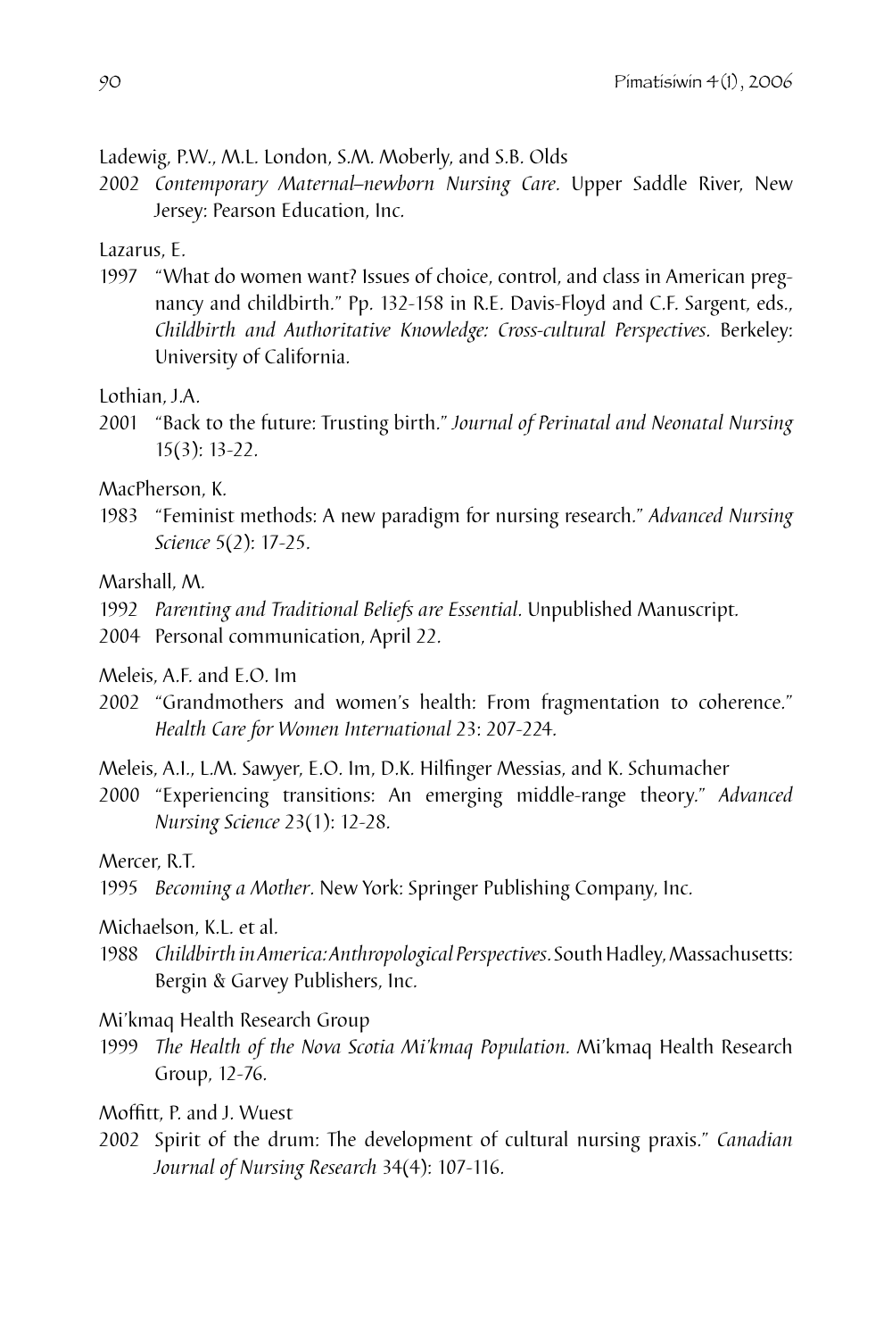Ladewig, P.W., M.L. London, S.M. Moberly, and S.B. Olds

2002 *Contemporary Maternal–newborn Nursing Care.* Upper Saddle River, New Jersey: Pearson Education, Inc.

Lazarus, E.

1997 "What do women want? Issues of choice, control, and class in American pregnancy and childbirth." Pp. 132-158 in R.E. Davis-Floyd and C.F. Sargent, eds., *Childbirth and Authoritative Knowledge: Cross-cultural Perspectives.* Berkeley: University of California.

Lothian, J.A.

2001 "Back to the future: Trusting birth." *Journal of Perinatal and Neonatal Nursing* 15(3): 13-22.

MacPherson, K.

1983 "Feminist methods: A new paradigm for nursing research." *Advanced Nursing Science* 5(2): 17-25.

Marshall, M.

1992 *Parenting and Traditional Beliefs are Essential.* Unpublished Manuscript.

2004 Personal communication, April 22.

Meleis, A.F. and E.O. Im

2002 "Grandmothers and women's health: From fragmentation to coherence." *Health Care for Women International* 23: 207-224.

Meleis, A.I., L.M. Sawyer, E.O. Im, D.K. Hilfinger Messias, and K. Schumacher

2000 "Experiencing transitions: An emerging middle-range theory." *Advanced Nursing Science* 23(1): 12-28.

Mercer, R.T.

1995 *Becoming a Mother.* New York: Springer Publishing Company, Inc.

Michaelson, K.L. et al.

1988 *Childbirth in America: Anthropological Perspectives.* South Hadley, Massachusetts: Bergin & Garvey Publishers, Inc.

Mi'kmaq Health Research Group

1999 *The Health of the Nova Scotia Mi'kmaq Population.* Mi'kmaq Health Research Group, 12-76.

Moffitt, P. and J. Wuest

2002 Spirit of the drum: The development of cultural nursing praxis." *Canadian Journal of Nursing Research* 34(4): 107-116.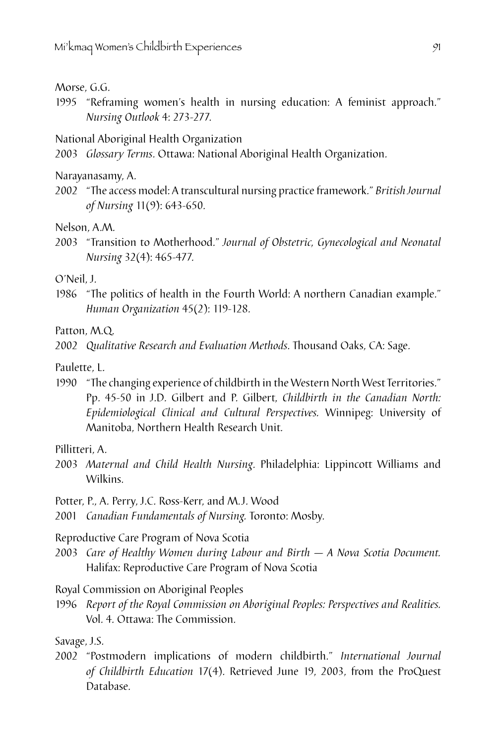Morse, G.G.

1995 "Reframing women's health in nursing education: A feminist approach." *Nursing Outlook* 4: 273-277.

National Aboriginal Health Organization

2003 *Glossary Terms*. Ottawa: National Aboriginal Health Organization.

Narayanasamy, A.

2002 "The access model: A transcultural nursing practice framework." *British Journal of Nursing* 11(9): 643-650.

Nelson, A.M.

2003 "Transition to Motherhood." *Journal of Obstetric, Gynecological and Neonatal Nursing* 32(4): 465-477.

O'Neil, J.

1986 "The politics of health in the Fourth World: A northern Canadian example." *Human Organization* 45(2): 119-128.

Patton, M.Q.

2002 *Qualitative Research and Evaluation Methods*. Thousand Oaks, CA: Sage.

Paulette, L.

1990 "The changing experience of childbirth in the Western North West Territories." Pp. 45-50 in J.D. Gilbert and P. Gilbert, *Childbirth in the Canadian North: Epidemiological Clinical and Cultural Perspectives*. Winnipeg: University of Manitoba, Northern Health Research Unit.

Pillitteri, A.

2003 *Maternal and Child Health Nursing*. Philadelphia: Lippincott Williams and Wilkins.

Potter, P., A. Perry, J.C. Ross-Kerr, and M.J. Wood

2001 *Canadian Fundamentals of Nursing*. Toronto: Mosby.

Reproductive Care Program of Nova Scotia

2003 *Care of Healthy Women during Labour and Birth — A Nova Scotia Document*. Halifax: Reproductive Care Program of Nova Scotia

Royal Commission on Aboriginal Peoples

1996 *Report of the Royal Commission on Aboriginal Peoples: Perspectives and Realities*. Vol. 4. Ottawa: The Commission.

Savage, J.S.

2002 "Postmodern implications of modern childbirth." *International Journal of Childbirth Education* 17(4). Retrieved June 19, 2003, from the ProQuest Database.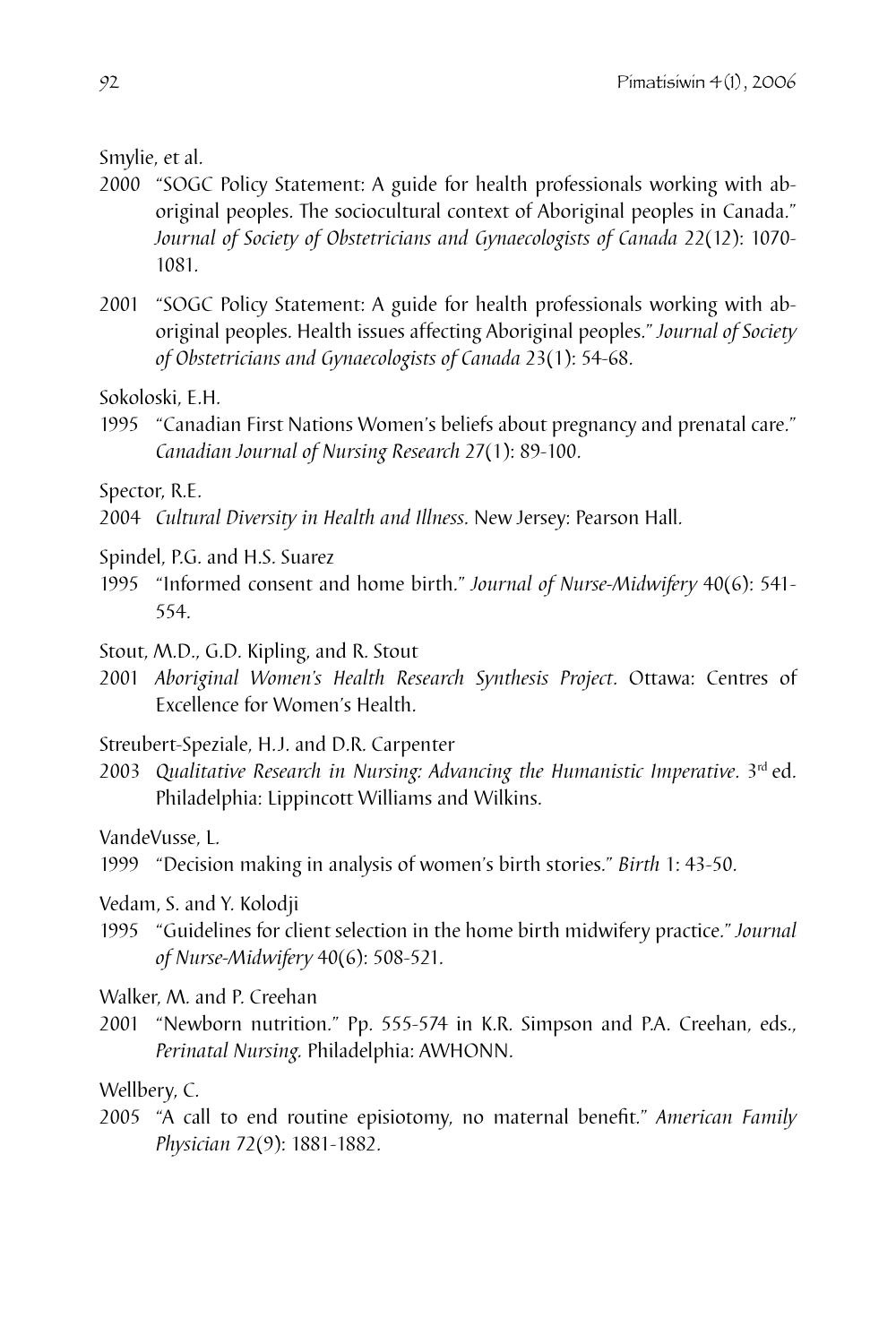Smylie, et al.

2000 "SOGC Policy Statement: A guide for health professionals working with aboriginal peoples. The sociocultural context of Aboriginal peoples in Canada." *Journal of Society of Obstetricians and Gynaecologists of Canada* 22(12): 1070-1081.

2001 "SOGC Policy Statement: A guide for health professionals working with aboriginal peoples. Health issues affecting Aboriginal peoples." *Journal of Society of Obstetricians and Gynaecologists of Canada* 23(1): 54-68.

Sokoloski, E.H.

1995 "Canadian First Nations Women's beliefs about pregnancy and prenatal care." *Canadian Journal of Nursing Research* 27(1): 89-100.

Spector, R.E.

2004 *Cultural Diversity in Health and Illness*. New Jersey: Pearson Hall.

Spindel, P.G. and H.S. Suarez

1995 "Informed consent and home birth." *Journal of Nurse-Midwifery* 40(6): 541-554.

Stout, M.D., G.D. Kipling, and R. Stout

2001 *Aboriginal Women's Health Research Synthesis Project*. Ottawa: Centres of Excellence for Women's Health.

Streubert-Speziale, H.J. and D.R. Carpenter

2003 *Qualitative Research in Nursing: Advancing the Humanistic Imperative*. 3rd ed. Philadelphia: Lippincott Williams and Wilkins.

VandeVusse, L.

1999 "Decision making in analysis of women's birth stories." *Birth* 1: 43-50.

Vedam, S. and Y. Kolodji

1995 "Guidelines for client selection in the home birth midwifery practice." *Journal of Nurse-Midwifery* 40(6): 508-521.

Walker, M. and P. Creehan

2001 "Newborn nutrition." Pp. 555-574 in K.R. Simpson and P.A. Creehan, eds., *Perinatal Nursing*. Philadelphia: AWHONN.

Wellbery, C.

2005 "A call to end routine episiotomy, no maternal benefit." *American Family Physician* 72(9): 1881-1882.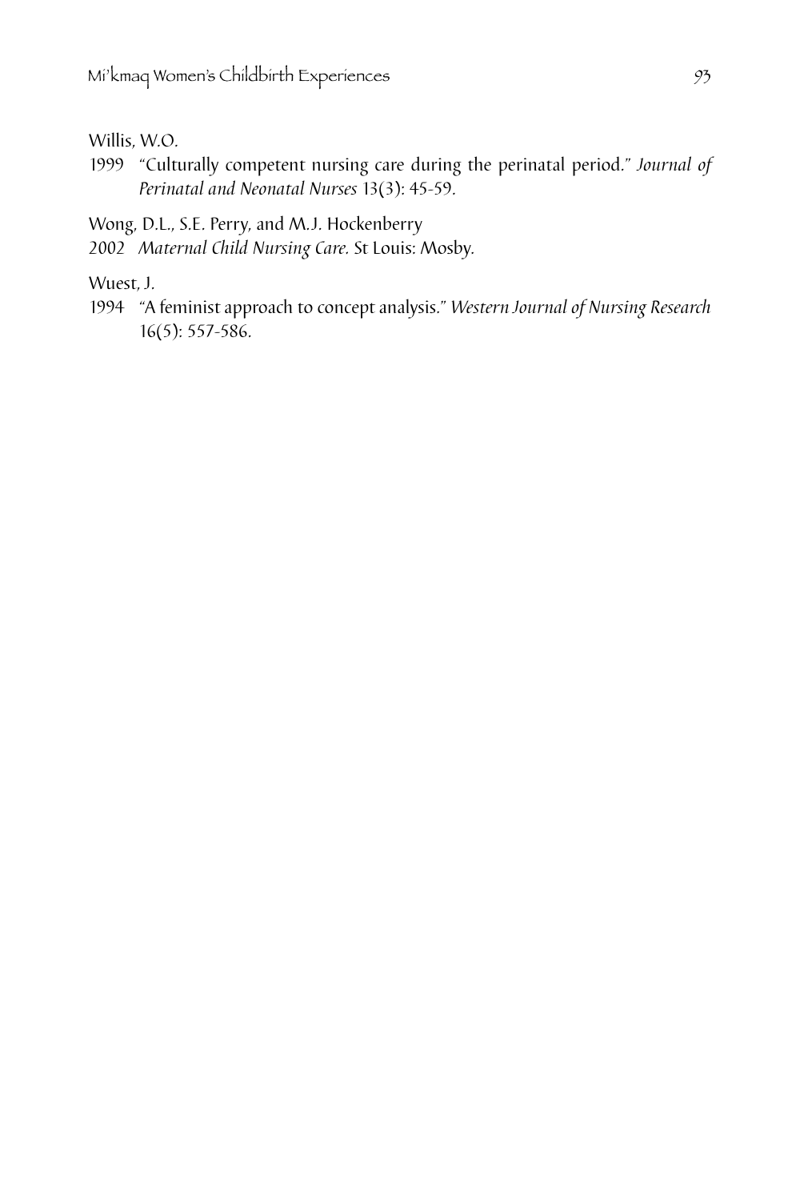Willis, W.O.

1999 "Culturally competent nursing care during the perinatal period." *Journal of Perinatal and Neonatal Nurses* 13(3): 45-59.

Wong, D.L., S.E. Perry, and M.J. Hockenberry

2002 *Maternal Child Nursing Care.* St Louis: Mosby.

Wuest, J.

1994 "A feminist approach to concept analysis." *Western Journal of Nursing Research* 16(5): 557-586.